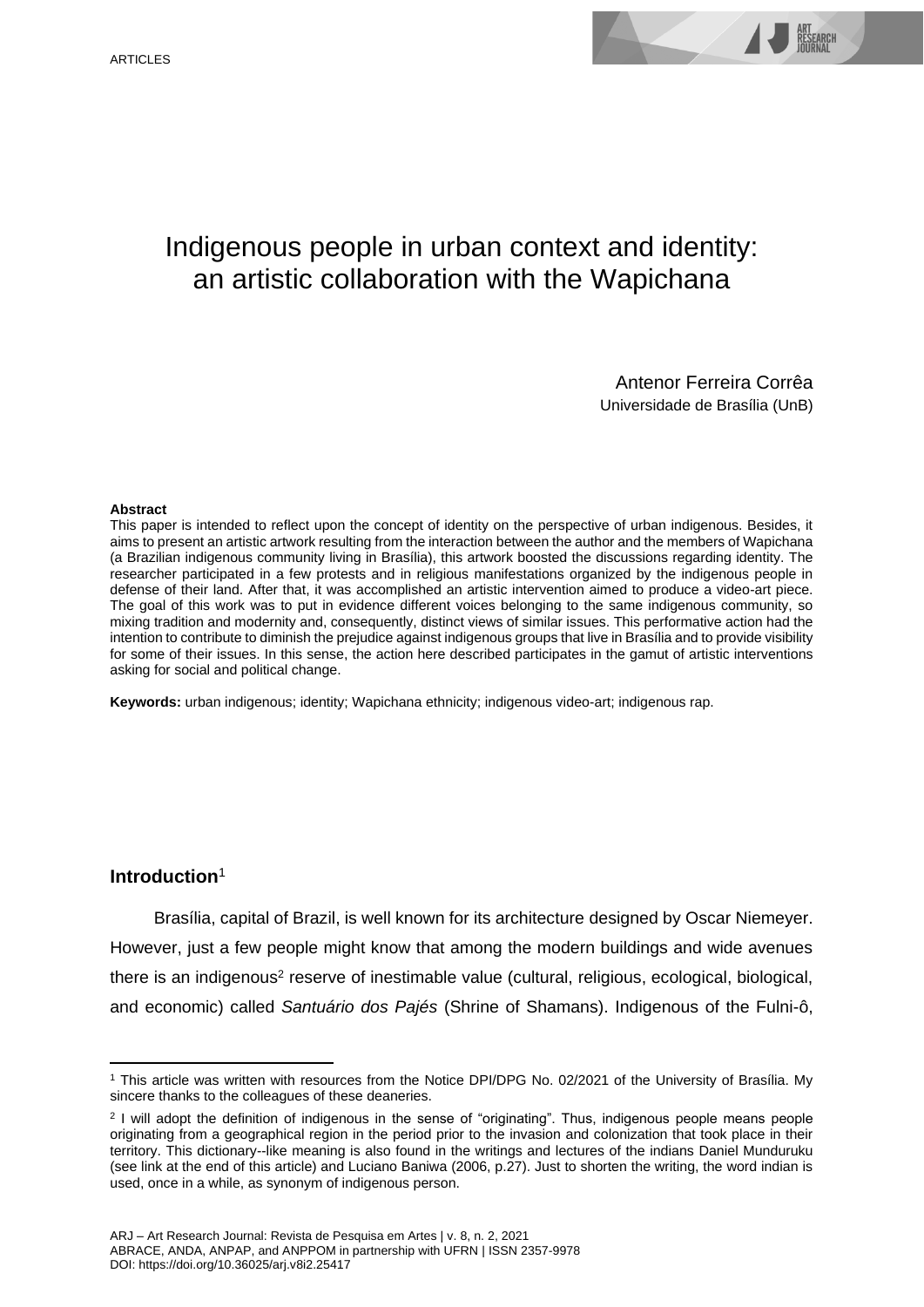# Indigenous people in urban context and identity: an artistic collaboration with the Wapichana

Antenor Ferreira Corrêa
Universidade de Brasília (UnB)

**Abstract**

This paper is intended to reflect upon the concept of identity on the perspective of urban indigenous. Besides, it aims to present an artistic artwork resulting from the interaction between the author and the members of Wapichana (a Brazilian indigenous community living in Brasília), this artwork boosted the discussions regarding identity. The researcher participated in a few protests and in religious manifestations organized by the indigenous people in defense of their land. After that, it was accomplished an artistic intervention aimed to produce a video-art piece. The goal of this work was to put in evidence different voices belonging to the same indigenous community, so mixing tradition and modernity and, consequently, distinct views of similar issues. This performative action had the intention to contribute to diminish the prejudice against indigenous groups that live in Brasília and to provide visibility for some of their issues. In this sense, the action here described participates in the gamut of artistic interventions asking for social and political change.

**Keywords:** urban indigenous; identity; Wapichana ethnicity; indigenous video-art; indigenous rap.

## Introduction[1]

Brasília, capital of Brazil, is well known for its architecture designed by Oscar Niemeyer. However, just a few people might know that among the modern buildings and wide avenues there is an indigenous[2] reserve of inestimable value (cultural, religious, ecological, biological, and economic) called *Santuário dos Pajés* (Shrine of Shamans). Indigenous of the Fulni-ô,

---

[1] This article was written with resources from the Notice DPI/DPG No. 02/2021 of the University of Brasília. My sincere thanks to the colleagues of these deaneries.

[2] I will adopt the definition of indigenous in the sense of "originating". Thus, indigenous people means people originating from a geographical region in the period prior to the invasion and colonization that took place in their territory. This dictionary--like meaning is also found in the writings and lectures of the indians Daniel Munduruku (see link at the end of this article) and Luciano Baniwa (2006, p.27). Just to shorten the writing, the word indian is used, once in a while, as synonym of indigenous person.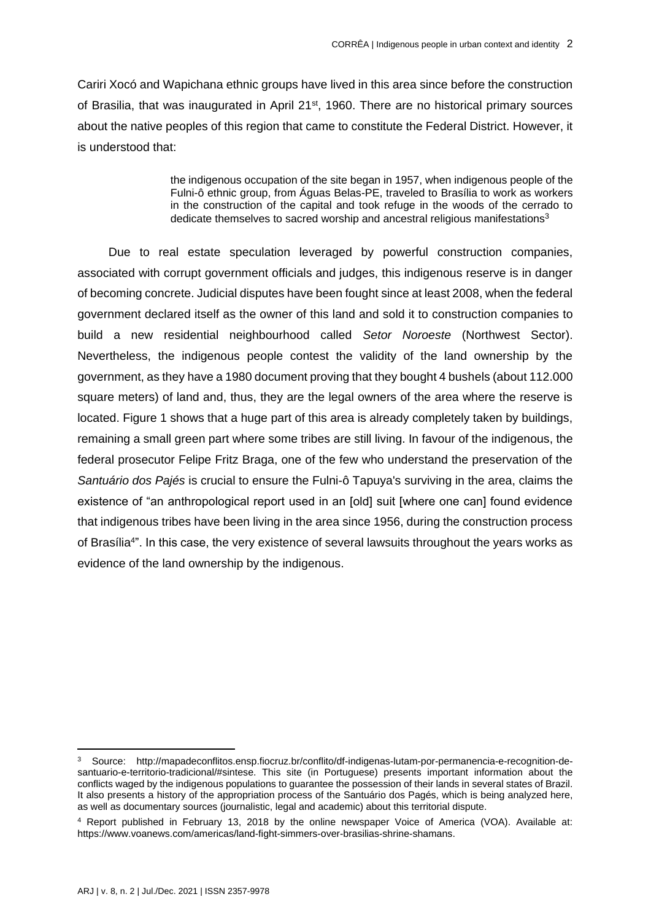Cariri Xocó and Wapichana ethnic groups have lived in this area since before the construction of Brasilia, that was inaugurated in April 21st, 1960. There are no historical primary sources about the native peoples of this region that came to constitute the Federal District. However, it is understood that:

> the indigenous occupation of the site began in 1957, when indigenous people of the Fulni-ô ethnic group, from Águas Belas-PE, traveled to Brasília to work as workers in the construction of the capital and took refuge in the woods of the cerrado to dedicate themselves to sacred worship and ancestral religious manifestations[3]

Due to real estate speculation leveraged by powerful construction companies, associated with corrupt government officials and judges, this indigenous reserve is in danger of becoming concrete. Judicial disputes have been fought since at least 2008, when the federal government declared itself as the owner of this land and sold it to construction companies to build a new residential neighbourhood called *Setor Noroeste* (Northwest Sector). Nevertheless, the indigenous people contest the validity of the land ownership by the government, as they have a 1980 document proving that they bought 4 bushels (about 112.000 square meters) of land and, thus, they are the legal owners of the area where the reserve is located. Figure 1 shows that a huge part of this area is already completely taken by buildings, remaining a small green part where some tribes are still living. In favour of the indigenous, the federal prosecutor Felipe Fritz Braga, one of the few who understand the preservation of the *Santuário dos Pajés* is crucial to ensure the Fulni-ô Tapuya's surviving in the area, claims the existence of "an anthropological report used in an [old] suit [where one can] found evidence that indigenous tribes have been living in the area since 1956, during the construction process of Brasília[4]". In this case, the very existence of several lawsuits throughout the years works as evidence of the land ownership by the indigenous.

---

[3] Source: http://mapadeconflitos.ensp.fiocruz.br/conflito/df-indigenas-lutam-por-permanencia-e-recognition-de-santuario-e-territorio-tradicional/#sintese. This site (in Portuguese) presents important information about the conflicts waged by the indigenous populations to guarantee the possession of their lands in several states of Brazil. It also presents a history of the appropriation process of the Santuário dos Pagés, which is being analyzed here, as well as documentary sources (journalistic, legal and academic) about this territorial dispute.

[4] Report published in February 13, 2018 by the online newspaper Voice of America (VOA). Available at: https://www.voanews.com/americas/land-fight-simmers-over-brasilias-shrine-shamans.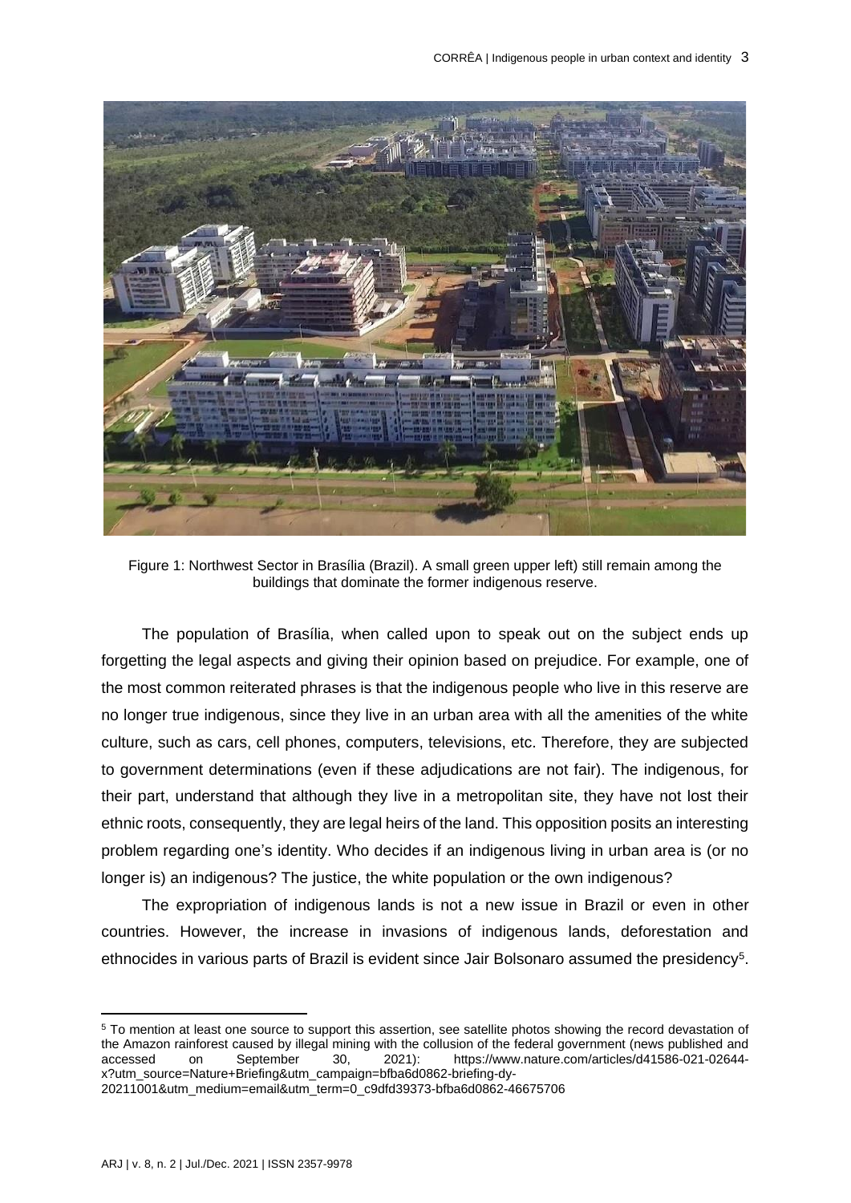Figure 1: Northwest Sector in Brasília (Brazil). A small green upper left) still remain among the buildings that dominate the former indigenous reserve.

The population of Brasília, when called upon to speak out on the subject ends up forgetting the legal aspects and giving their opinion based on prejudice. For example, one of the most common reiterated phrases is that the indigenous people who live in this reserve are no longer true indigenous, since they live in an urban area with all the amenities of the white culture, such as cars, cell phones, computers, televisions, etc. Therefore, they are subjected to government determinations (even if these adjudications are not fair). The indigenous, for their part, understand that although they live in a metropolitan site, they have not lost their ethnic roots, consequently, they are legal heirs of the land. This opposition posits an interesting problem regarding one's identity. Who decides if an indigenous living in urban area is (or no longer is) an indigenous? The justice, the white population or the own indigenous?

The expropriation of indigenous lands is not a new issue in Brazil or even in other countries. However, the increase in invasions of indigenous lands, deforestation and ethnocides in various parts of Brazil is evident since Jair Bolsonaro assumed the presidency[5].

[5] To mention at least one source to support this assertion, see satellite photos showing the record devastation of the Amazon rainforest caused by illegal mining with the collusion of the federal government (news published and accessed on September 30, 2021): https://www.nature.com/articles/d41586-021-02644-x?utm_source=Nature+Briefing&utm_campaign=bfba6d0862-briefing-dy-20211001&utm_medium=email&utm_term=0_c9dfd39373-bfba6d0862-46675706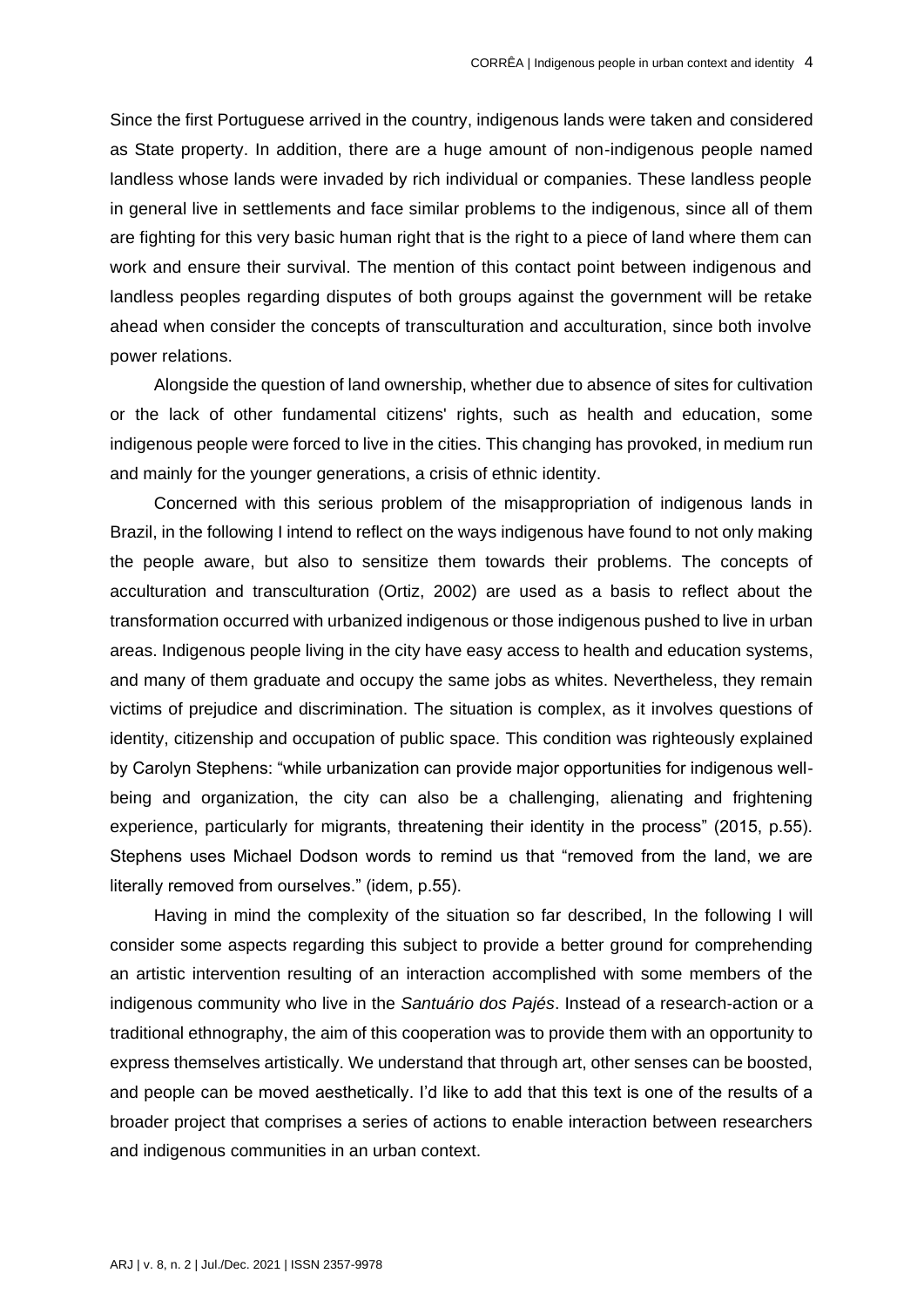Since the first Portuguese arrived in the country, indigenous lands were taken and considered as State property. In addition, there are a huge amount of non-indigenous people named landless whose lands were invaded by rich individual or companies. These landless people in general live in settlements and face similar problems to the indigenous, since all of them are fighting for this very basic human right that is the right to a piece of land where them can work and ensure their survival. The mention of this contact point between indigenous and landless peoples regarding disputes of both groups against the government will be retake ahead when consider the concepts of transculturation and acculturation, since both involve power relations.

Alongside the question of land ownership, whether due to absence of sites for cultivation or the lack of other fundamental citizens' rights, such as health and education, some indigenous people were forced to live in the cities. This changing has provoked, in medium run and mainly for the younger generations, a crisis of ethnic identity.

Concerned with this serious problem of the misappropriation of indigenous lands in Brazil, in the following I intend to reflect on the ways indigenous have found to not only making the people aware, but also to sensitize them towards their problems. The concepts of acculturation and transculturation (Ortiz, 2002) are used as a basis to reflect about the transformation occurred with urbanized indigenous or those indigenous pushed to live in urban areas. Indigenous people living in the city have easy access to health and education systems, and many of them graduate and occupy the same jobs as whites. Nevertheless, they remain victims of prejudice and discrimination. The situation is complex, as it involves questions of identity, citizenship and occupation of public space. This condition was righteously explained by Carolyn Stephens: "while urbanization can provide major opportunities for indigenous well-being and organization, the city can also be a challenging, alienating and frightening experience, particularly for migrants, threatening their identity in the process" (2015, p.55). Stephens uses Michael Dodson words to remind us that "removed from the land, we are literally removed from ourselves." (idem, p.55).

Having in mind the complexity of the situation so far described, In the following I will consider some aspects regarding this subject to provide a better ground for comprehending an artistic intervention resulting of an interaction accomplished with some members of the indigenous community who live in the *Santuário dos Pajés*. Instead of a research-action or a traditional ethnography, the aim of this cooperation was to provide them with an opportunity to express themselves artistically. We understand that through art, other senses can be boosted, and people can be moved aesthetically. I'd like to add that this text is one of the results of a broader project that comprises a series of actions to enable interaction between researchers and indigenous communities in an urban context.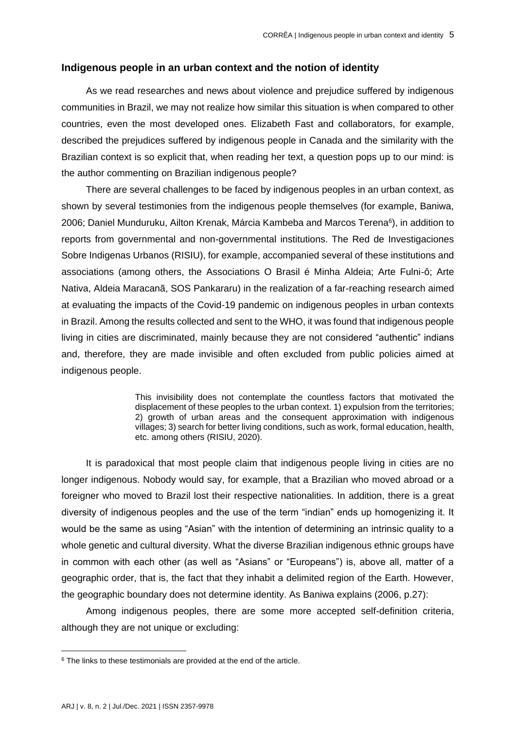## Indigenous people in an urban context and the notion of identity

As we read researches and news about violence and prejudice suffered by indigenous communities in Brazil, we may not realize how similar this situation is when compared to other countries, even the most developed ones. Elizabeth Fast and collaborators, for example, described the prejudices suffered by indigenous people in Canada and the similarity with the Brazilian context is so explicit that, when reading her text, a question pops up to our mind: is the author commenting on Brazilian indigenous people?

There are several challenges to be faced by indigenous peoples in an urban context, as shown by several testimonies from the indigenous people themselves (for example, Baniwa, 2006; Daniel Munduruku, Ailton Krenak, Márcia Kambeba and Marcos Terena[6]), in addition to reports from governmental and non-governmental institutions. The Red de Investigaciones Sobre Indigenas Urbanos (RISIU), for example, accompanied several of these institutions and associations (among others, the Associations O Brasil é Minha Aldeia; Arte Fulni-ô; Arte Nativa, Aldeia Maracanã, SOS Pankararu) in the realization of a far-reaching research aimed at evaluating the impacts of the Covid-19 pandemic on indigenous peoples in urban contexts in Brazil. Among the results collected and sent to the WHO, it was found that indigenous people living in cities are discriminated, mainly because they are not considered "authentic" indians and, therefore, they are made invisible and often excluded from public policies aimed at indigenous people.

> This invisibility does not contemplate the countless factors that motivated the displacement of these peoples to the urban context. 1) expulsion from the territories; 2) growth of urban areas and the consequent approximation with indigenous villages; 3) search for better living conditions, such as work, formal education, health, etc. among others (RISIU, 2020).

It is paradoxical that most people claim that indigenous people living in cities are no longer indigenous. Nobody would say, for example, that a Brazilian who moved abroad or a foreigner who moved to Brazil lost their respective nationalities. In addition, there is a great diversity of indigenous peoples and the use of the term "indian" ends up homogenizing it. It would be the same as using "Asian" with the intention of determining an intrinsic quality to a whole genetic and cultural diversity. What the diverse Brazilian indigenous ethnic groups have in common with each other (as well as "Asians" or "Europeans") is, above all, matter of a geographic order, that is, the fact that they inhabit a delimited region of the Earth. However, the geographic boundary does not determine identity. As Baniwa explains (2006, p.27):

Among indigenous peoples, there are some more accepted self-definition criteria, although they are not unique or excluding:

[6] The links to these testimonials are provided at the end of the article.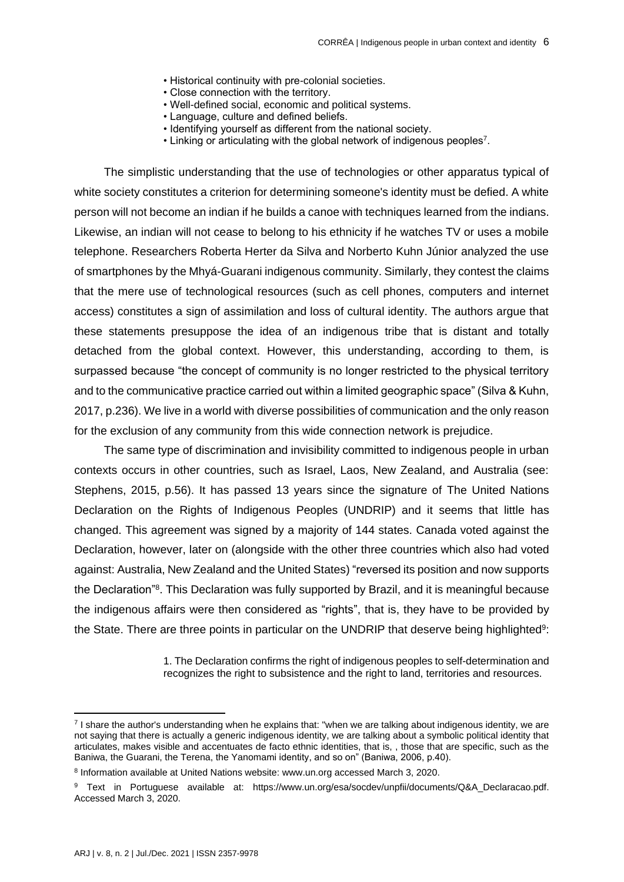- Historical continuity with pre-colonial societies.
- Close connection with the territory.
- Well-defined social, economic and political systems.
- Language, culture and defined beliefs.
- Identifying yourself as different from the national society.
- Linking or articulating with the global network of indigenous peoples[7].

The simplistic understanding that the use of technologies or other apparatus typical of white society constitutes a criterion for determining someone's identity must be defied. A white person will not become an indian if he builds a canoe with techniques learned from the indians. Likewise, an indian will not cease to belong to his ethnicity if he watches TV or uses a mobile telephone. Researchers Roberta Herter da Silva and Norberto Kuhn Júnior analyzed the use of smartphones by the Mhyá-Guarani indigenous community. Similarly, they contest the claims that the mere use of technological resources (such as cell phones, computers and internet access) constitutes a sign of assimilation and loss of cultural identity. The authors argue that these statements presuppose the idea of an indigenous tribe that is distant and totally detached from the global context. However, this understanding, according to them, is surpassed because "the concept of community is no longer restricted to the physical territory and to the communicative practice carried out within a limited geographic space" (Silva & Kuhn, 2017, p.236). We live in a world with diverse possibilities of communication and the only reason for the exclusion of any community from this wide connection network is prejudice.

The same type of discrimination and invisibility committed to indigenous people in urban contexts occurs in other countries, such as Israel, Laos, New Zealand, and Australia (see: Stephens, 2015, p.56). It has passed 13 years since the signature of The United Nations Declaration on the Rights of Indigenous Peoples (UNDRIP) and it seems that little has changed. This agreement was signed by a majority of 144 states. Canada voted against the Declaration, however, later on (alongside with the other three countries which also had voted against: Australia, New Zealand and the United States) "reversed its position and now supports the Declaration"[8]. This Declaration was fully supported by Brazil, and it is meaningful because the indigenous affairs were then considered as "rights", that is, they have to be provided by the State. There are three points in particular on the UNDRIP that deserve being highlighted[9]:

> 1. The Declaration confirms the right of indigenous peoples to self-determination and recognizes the right to subsistence and the right to land, territories and resources.

---

[7] I share the author's understanding when he explains that: "when we are talking about indigenous identity, we are not saying that there is actually a generic indigenous identity, we are talking about a symbolic political identity that articulates, makes visible and accentuates de facto ethnic identities, that is, , those that are specific, such as the Baniwa, the Guarani, the Terena, the Yanomami identity, and so on" (Baniwa, 2006, p.40).

[8] Information available at United Nations website: www.un.org accessed March 3, 2020.

[9] Text in Portuguese available at: https://www.un.org/esa/socdev/unpfii/documents/Q&A_Declaracao.pdf. Accessed March 3, 2020.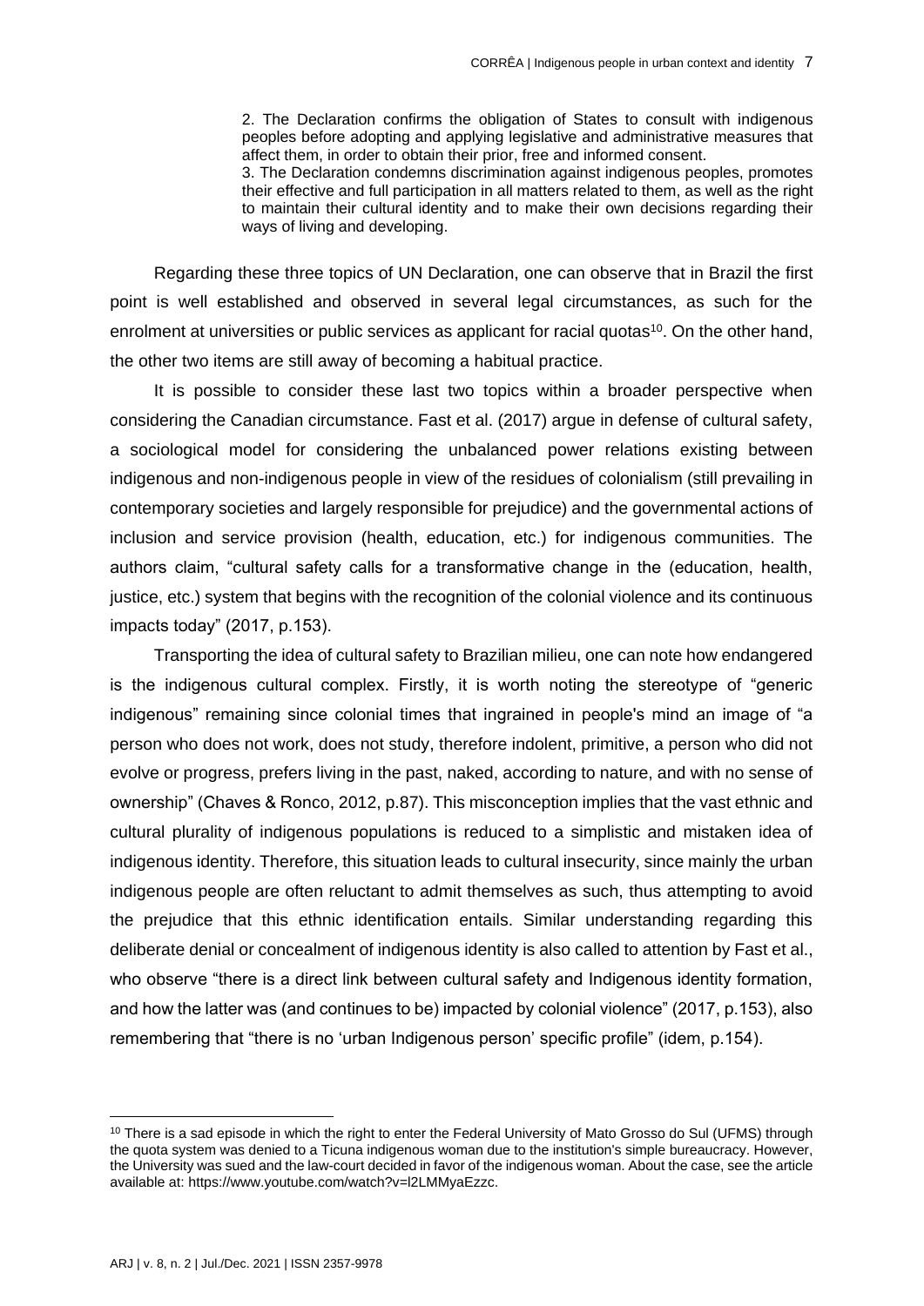> 2. The Declaration confirms the obligation of States to consult with indigenous peoples before adopting and applying legislative and administrative measures that affect them, in order to obtain their prior, free and informed consent.
> 3. The Declaration condemns discrimination against indigenous peoples, promotes their effective and full participation in all matters related to them, as well as the right to maintain their cultural identity and to make their own decisions regarding their ways of living and developing.

Regarding these three topics of UN Declaration, one can observe that in Brazil the first point is well established and observed in several legal circumstances, as such for the enrolment at universities or public services as applicant for racial quotas[10]. On the other hand, the other two items are still away of becoming a habitual practice.

It is possible to consider these last two topics within a broader perspective when considering the Canadian circumstance. Fast et al. (2017) argue in defense of cultural safety, a sociological model for considering the unbalanced power relations existing between indigenous and non-indigenous people in view of the residues of colonialism (still prevailing in contemporary societies and largely responsible for prejudice) and the governmental actions of inclusion and service provision (health, education, etc.) for indigenous communities. The authors claim, "cultural safety calls for a transformative change in the (education, health, justice, etc.) system that begins with the recognition of the colonial violence and its continuous impacts today" (2017, p.153).

Transporting the idea of cultural safety to Brazilian milieu, one can note how endangered is the indigenous cultural complex. Firstly, it is worth noting the stereotype of "generic indigenous" remaining since colonial times that ingrained in people's mind an image of "a person who does not work, does not study, therefore indolent, primitive, a person who did not evolve or progress, prefers living in the past, naked, according to nature, and with no sense of ownership" (Chaves & Ronco, 2012, p.87). This misconception implies that the vast ethnic and cultural plurality of indigenous populations is reduced to a simplistic and mistaken idea of indigenous identity. Therefore, this situation leads to cultural insecurity, since mainly the urban indigenous people are often reluctant to admit themselves as such, thus attempting to avoid the prejudice that this ethnic identification entails. Similar understanding regarding this deliberate denial or concealment of indigenous identity is also called to attention by Fast et al., who observe "there is a direct link between cultural safety and Indigenous identity formation, and how the latter was (and continues to be) impacted by colonial violence" (2017, p.153), also remembering that "there is no 'urban Indigenous person' specific profile" (idem, p.154).

---

[10] There is a sad episode in which the right to enter the Federal University of Mato Grosso do Sul (UFMS) through the quota system was denied to a Ticuna indigenous woman due to the institution's simple bureaucracy. However, the University was sued and the law-court decided in favor of the indigenous woman. About the case, see the article available at: https://www.youtube.com/watch?v=l2LMMyaEzzc.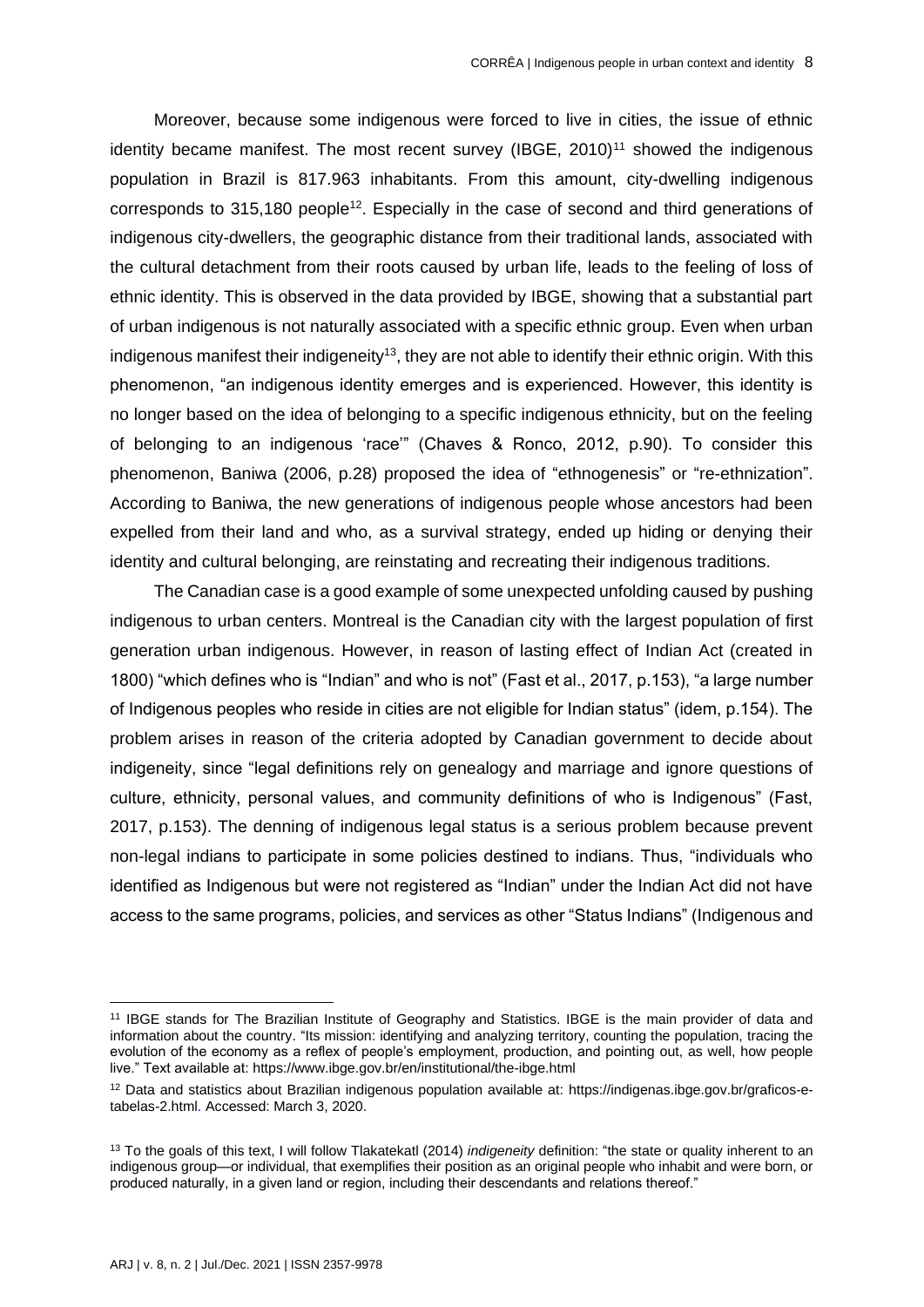Moreover, because some indigenous were forced to live in cities, the issue of ethnic identity became manifest. The most recent survey (IBGE, 2010)[11] showed the indigenous population in Brazil is 817.963 inhabitants. From this amount, city-dwelling indigenous corresponds to 315,180 people[12]. Especially in the case of second and third generations of indigenous city-dwellers, the geographic distance from their traditional lands, associated with the cultural detachment from their roots caused by urban life, leads to the feeling of loss of ethnic identity. This is observed in the data provided by IBGE, showing that a substantial part of urban indigenous is not naturally associated with a specific ethnic group. Even when urban indigenous manifest their indigeneity[13], they are not able to identify their ethnic origin. With this phenomenon, "an indigenous identity emerges and is experienced. However, this identity is no longer based on the idea of belonging to a specific indigenous ethnicity, but on the feeling of belonging to an indigenous 'race'" (Chaves & Ronco, 2012, p.90). To consider this phenomenon, Baniwa (2006, p.28) proposed the idea of "ethnogenesis" or "re-ethnization". According to Baniwa, the new generations of indigenous people whose ancestors had been expelled from their land and who, as a survival strategy, ended up hiding or denying their identity and cultural belonging, are reinstating and recreating their indigenous traditions.

The Canadian case is a good example of some unexpected unfolding caused by pushing indigenous to urban centers. Montreal is the Canadian city with the largest population of first generation urban indigenous. However, in reason of lasting effect of Indian Act (created in 1800) "which defines who is "Indian" and who is not" (Fast et al., 2017, p.153), "a large number of Indigenous peoples who reside in cities are not eligible for Indian status" (idem, p.154). The problem arises in reason of the criteria adopted by Canadian government to decide about indigeneity, since "legal definitions rely on genealogy and marriage and ignore questions of culture, ethnicity, personal values, and community definitions of who is Indigenous" (Fast, 2017, p.153). The denning of indigenous legal status is a serious problem because prevent non-legal indians to participate in some policies destined to indians. Thus, "individuals who identified as Indigenous but were not registered as "Indian" under the Indian Act did not have access to the same programs, policies, and services as other "Status Indians" (Indigenous and

---

[11] IBGE stands for The Brazilian Institute of Geography and Statistics. IBGE is the main provider of data and information about the country. "Its mission: identifying and analyzing territory, counting the population, tracing the evolution of the economy as a reflex of people's employment, production, and pointing out, as well, how people live." Text available at: https://www.ibge.gov.br/en/institutional/the-ibge.html

[12] Data and statistics about Brazilian indigenous population available at: https://indigenas.ibge.gov.br/graficos-e-tabelas-2.html. Accessed: March 3, 2020.

[13] To the goals of this text, I will follow Tlakatekatl (2014) *indigeneity* definition: "the state or quality inherent to an indigenous group—or individual, that exemplifies their position as an original people who inhabit and were born, or produced naturally, in a given land or region, including their descendants and relations thereof."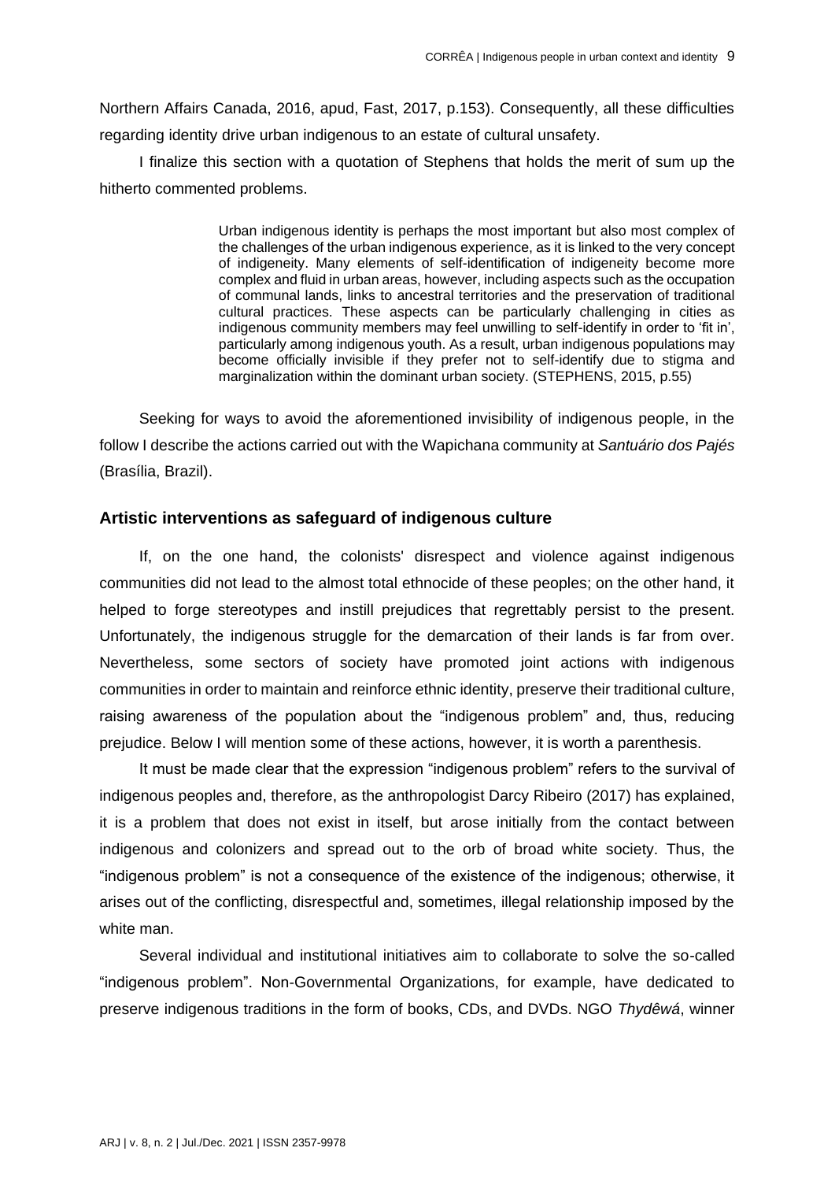Northern Affairs Canada, 2016, apud, Fast, 2017, p.153). Consequently, all these difficulties regarding identity drive urban indigenous to an estate of cultural unsafety.

I finalize this section with a quotation of Stephens that holds the merit of sum up the hitherto commented problems.

> Urban indigenous identity is perhaps the most important but also most complex of the challenges of the urban indigenous experience, as it is linked to the very concept of indigeneity. Many elements of self-identification of indigeneity become more complex and fluid in urban areas, however, including aspects such as the occupation of communal lands, links to ancestral territories and the preservation of traditional cultural practices. These aspects can be particularly challenging in cities as indigenous community members may feel unwilling to self-identify in order to 'fit in', particularly among indigenous youth. As a result, urban indigenous populations may become officially invisible if they prefer not to self-identify due to stigma and marginalization within the dominant urban society. (STEPHENS, 2015, p.55)

Seeking for ways to avoid the aforementioned invisibility of indigenous people, in the follow I describe the actions carried out with the Wapichana community at *Santuário dos Pajés* (Brasília, Brazil).

## Artistic interventions as safeguard of indigenous culture

If, on the one hand, the colonists' disrespect and violence against indigenous communities did not lead to the almost total ethnocide of these peoples; on the other hand, it helped to forge stereotypes and instill prejudices that regrettably persist to the present. Unfortunately, the indigenous struggle for the demarcation of their lands is far from over. Nevertheless, some sectors of society have promoted joint actions with indigenous communities in order to maintain and reinforce ethnic identity, preserve their traditional culture, raising awareness of the population about the "indigenous problem" and, thus, reducing prejudice. Below I will mention some of these actions, however, it is worth a parenthesis.

It must be made clear that the expression "indigenous problem" refers to the survival of indigenous peoples and, therefore, as the anthropologist Darcy Ribeiro (2017) has explained, it is a problem that does not exist in itself, but arose initially from the contact between indigenous and colonizers and spread out to the orb of broad white society. Thus, the "indigenous problem" is not a consequence of the existence of the indigenous; otherwise, it arises out of the conflicting, disrespectful and, sometimes, illegal relationship imposed by the white man.

Several individual and institutional initiatives aim to collaborate to solve the so-called "indigenous problem". Non-Governmental Organizations, for example, have dedicated to preserve indigenous traditions in the form of books, CDs, and DVDs. NGO *Thydêwá*, winner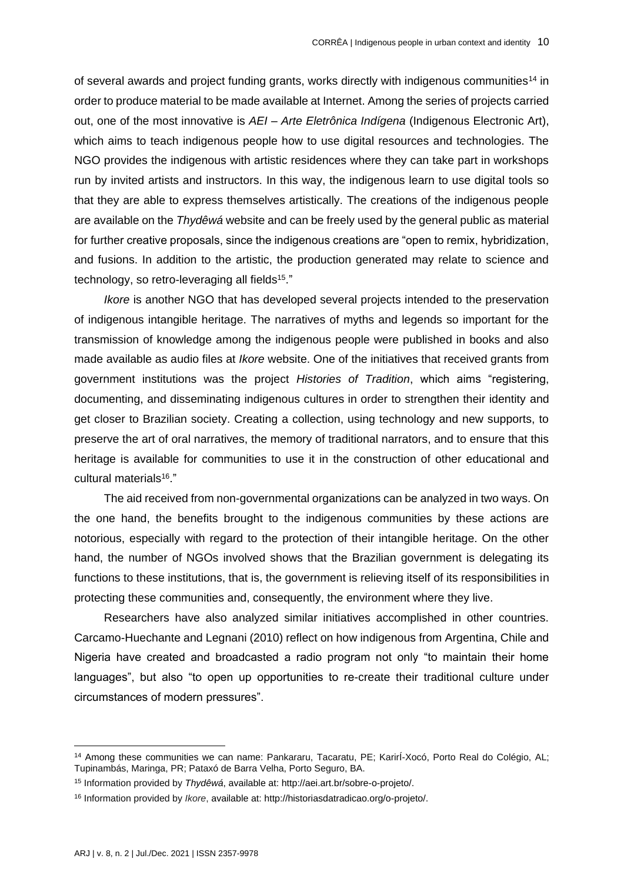of several awards and project funding grants, works directly with indigenous communities[14] in order to produce material to be made available at Internet. Among the series of projects carried out, one of the most innovative is *AEI – Arte Eletrônica Indígena* (Indigenous Electronic Art), which aims to teach indigenous people how to use digital resources and technologies. The NGO provides the indigenous with artistic residences where they can take part in workshops run by invited artists and instructors. In this way, the indigenous learn to use digital tools so that they are able to express themselves artistically. The creations of the indigenous people are available on the *Thydêwá* website and can be freely used by the general public as material for further creative proposals, since the indigenous creations are "open to remix, hybridization, and fusions. In addition to the artistic, the production generated may relate to science and technology, so retro-leveraging all fields[15]."

*Ikore* is another NGO that has developed several projects intended to the preservation of indigenous intangible heritage. The narratives of myths and legends so important for the transmission of knowledge among the indigenous people were published in books and also made available as audio files at *Ikore* website. One of the initiatives that received grants from government institutions was the project *Histories of Tradition*, which aims "registering, documenting, and disseminating indigenous cultures in order to strengthen their identity and get closer to Brazilian society. Creating a collection, using technology and new supports, to preserve the art of oral narratives, the memory of traditional narrators, and to ensure that this heritage is available for communities to use it in the construction of other educational and cultural materials[16]."

The aid received from non-governmental organizations can be analyzed in two ways. On the one hand, the benefits brought to the indigenous communities by these actions are notorious, especially with regard to the protection of their intangible heritage. On the other hand, the number of NGOs involved shows that the Brazilian government is delegating its functions to these institutions, that is, the government is relieving itself of its responsibilities in protecting these communities and, consequently, the environment where they live.

Researchers have also analyzed similar initiatives accomplished in other countries. Carcamo-Huechante and Legnani (2010) reflect on how indigenous from Argentina, Chile and Nigeria have created and broadcasted a radio program not only "to maintain their home languages", but also "to open up opportunities to re-create their traditional culture under circumstances of modern pressures".

---

[14] Among these communities we can name: Pankararu, Tacaratu, PE; KarirÍ-Xocó, Porto Real do Colégio, AL; Tupinambás, Maringa, PR; Pataxó de Barra Velha, Porto Seguro, BA.

[15] Information provided by *Thydêwá*, available at: http://aei.art.br/sobre-o-projeto/.

[16] Information provided by *Ikore*, available at: http://historiasdatradicao.org/o-projeto/.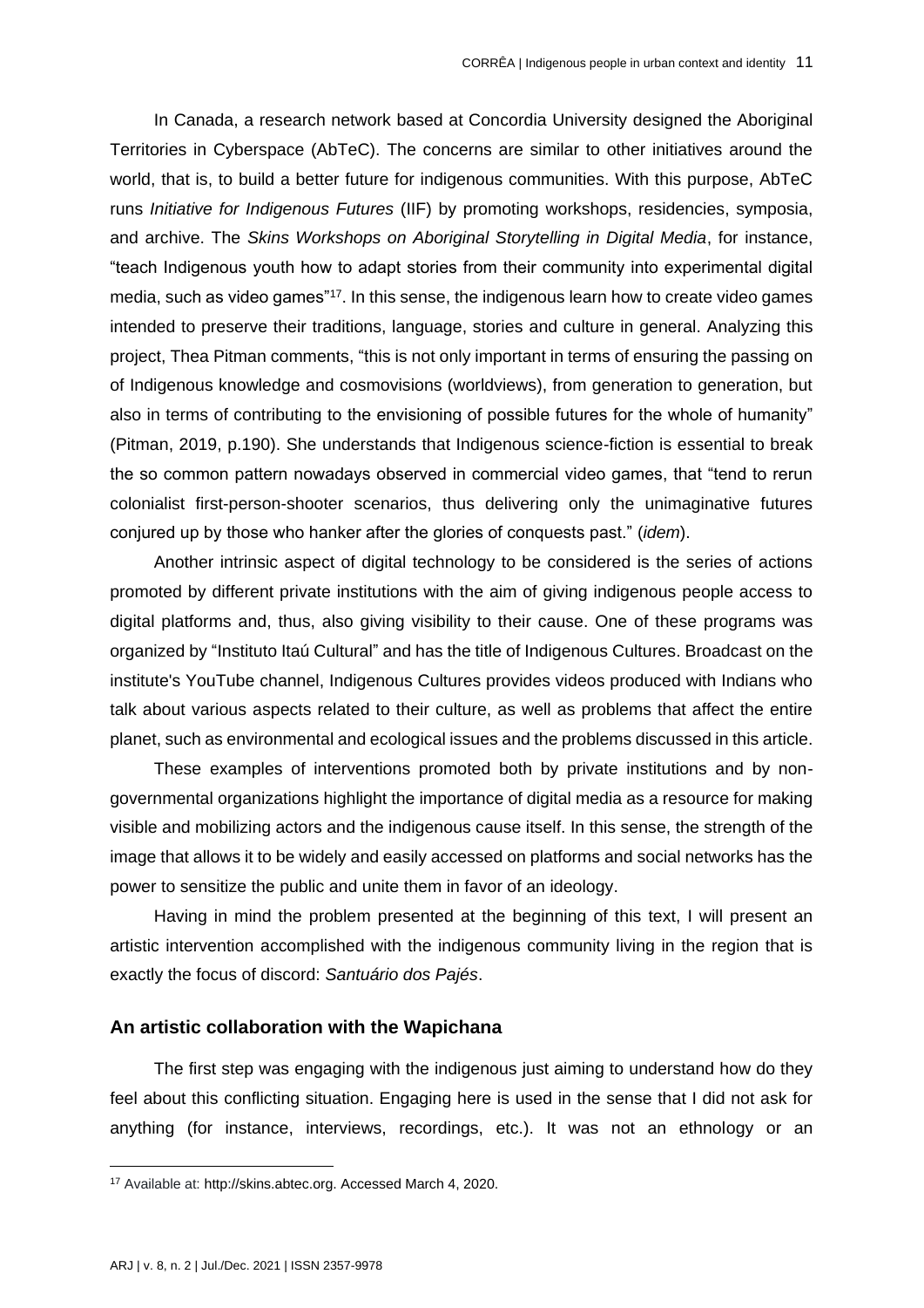In Canada, a research network based at Concordia University designed the Aboriginal Territories in Cyberspace (AbTeC). The concerns are similar to other initiatives around the world, that is, to build a better future for indigenous communities. With this purpose, AbTeC runs *Initiative for Indigenous Futures* (IIF) by promoting workshops, residencies, symposia, and archive. The *Skins Workshops on Aboriginal Storytelling in Digital Media*, for instance, "teach Indigenous youth how to adapt stories from their community into experimental digital media, such as video games"[17]. In this sense, the indigenous learn how to create video games intended to preserve their traditions, language, stories and culture in general. Analyzing this project, Thea Pitman comments, "this is not only important in terms of ensuring the passing on of Indigenous knowledge and cosmovisions (worldviews), from generation to generation, but also in terms of contributing to the envisioning of possible futures for the whole of humanity" (Pitman, 2019, p.190). She understands that Indigenous science-fiction is essential to break the so common pattern nowadays observed in commercial video games, that "tend to rerun colonialist first-person-shooter scenarios, thus delivering only the unimaginative futures conjured up by those who hanker after the glories of conquests past." (*idem*).

Another intrinsic aspect of digital technology to be considered is the series of actions promoted by different private institutions with the aim of giving indigenous people access to digital platforms and, thus, also giving visibility to their cause. One of these programs was organized by "Instituto Itaú Cultural" and has the title of Indigenous Cultures. Broadcast on the institute's YouTube channel, Indigenous Cultures provides videos produced with Indians who talk about various aspects related to their culture, as well as problems that affect the entire planet, such as environmental and ecological issues and the problems discussed in this article.

These examples of interventions promoted both by private institutions and by non-governmental organizations highlight the importance of digital media as a resource for making visible and mobilizing actors and the indigenous cause itself. In this sense, the strength of the image that allows it to be widely and easily accessed on platforms and social networks has the power to sensitize the public and unite them in favor of an ideology.

Having in mind the problem presented at the beginning of this text, I will present an artistic intervention accomplished with the indigenous community living in the region that is exactly the focus of discord: *Santuário dos Pajés*.

## An artistic collaboration with the Wapichana

The first step was engaging with the indigenous just aiming to understand how do they feel about this conflicting situation. Engaging here is used in the sense that I did not ask for anything (for instance, interviews, recordings, etc.). It was not an ethnology or an

[17] Available at: http://skins.abtec.org. Accessed March 4, 2020.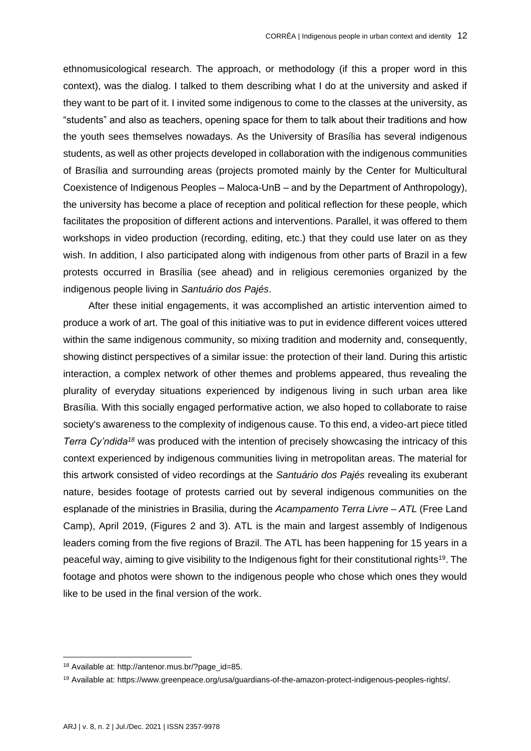ethnomusicological research. The approach, or methodology (if this a proper word in this context), was the dialog. I talked to them describing what I do at the university and asked if they want to be part of it. I invited some indigenous to come to the classes at the university, as "students" and also as teachers, opening space for them to talk about their traditions and how the youth sees themselves nowadays. As the University of Brasília has several indigenous students, as well as other projects developed in collaboration with the indigenous communities of Brasília and surrounding areas (projects promoted mainly by the Center for Multicultural Coexistence of Indigenous Peoples – Maloca-UnB – and by the Department of Anthropology), the university has become a place of reception and political reflection for these people, which facilitates the proposition of different actions and interventions. Parallel, it was offered to them workshops in video production (recording, editing, etc.) that they could use later on as they wish. In addition, I also participated along with indigenous from other parts of Brazil in a few protests occurred in Brasília (see ahead) and in religious ceremonies organized by the indigenous people living in *Santuário dos Pajés*.

After these initial engagements, it was accomplished an artistic intervention aimed to produce a work of art. The goal of this initiative was to put in evidence different voices uttered within the same indigenous community, so mixing tradition and modernity and, consequently, showing distinct perspectives of a similar issue: the protection of their land. During this artistic interaction, a complex network of other themes and problems appeared, thus revealing the plurality of everyday situations experienced by indigenous living in such urban area like Brasília. With this socially engaged performative action, we also hoped to collaborate to raise society's awareness to the complexity of indigenous cause. To this end, a video-art piece titled *Terra Cy'ndida*[18] was produced with the intention of precisely showcasing the intricacy of this context experienced by indigenous communities living in metropolitan areas. The material for this artwork consisted of video recordings at the *Santuário dos Pajés* revealing its exuberant nature, besides footage of protests carried out by several indigenous communities on the esplanade of the ministries in Brasilia, during the *Acampamento Terra Livre – ATL* (Free Land Camp), April 2019, (Figures 2 and 3). ATL is the main and largest assembly of Indigenous leaders coming from the five regions of Brazil. The ATL has been happening for 15 years in a peaceful way, aiming to give visibility to the Indigenous fight for their constitutional rights[19]. The footage and photos were shown to the indigenous people who chose which ones they would like to be used in the final version of the work.

[18] Available at: http://antenor.mus.br/?page_id=85.

[19] Available at: https://www.greenpeace.org/usa/guardians-of-the-amazon-protect-indigenous-peoples-rights/.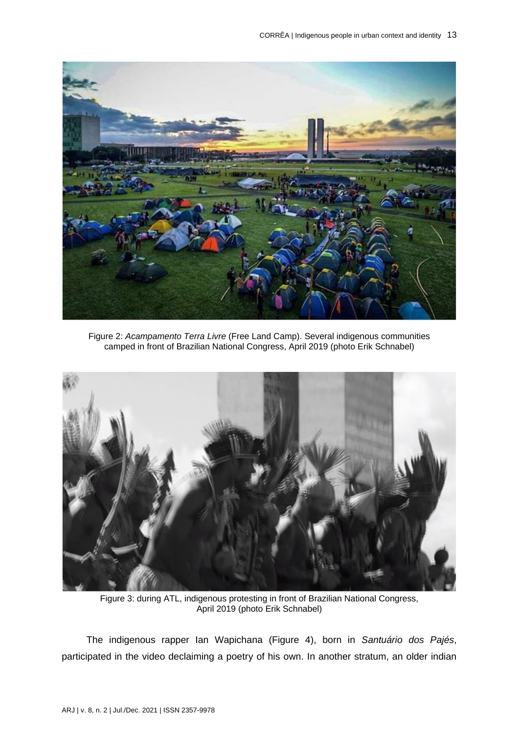Figure 2: *Acampamento Terra Livre* (Free Land Camp). Several indigenous communities camped in front of Brazilian National Congress, April 2019 (photo Erik Schnabel)

Figure 3: during ATL, indigenous protesting in front of Brazilian National Congress, April 2019 (photo Erik Schnabel)

The indigenous rapper Ian Wapichana (Figure 4), born in *Santuário dos Pajés*, participated in the video declaiming a poetry of his own. In another stratum, an older indian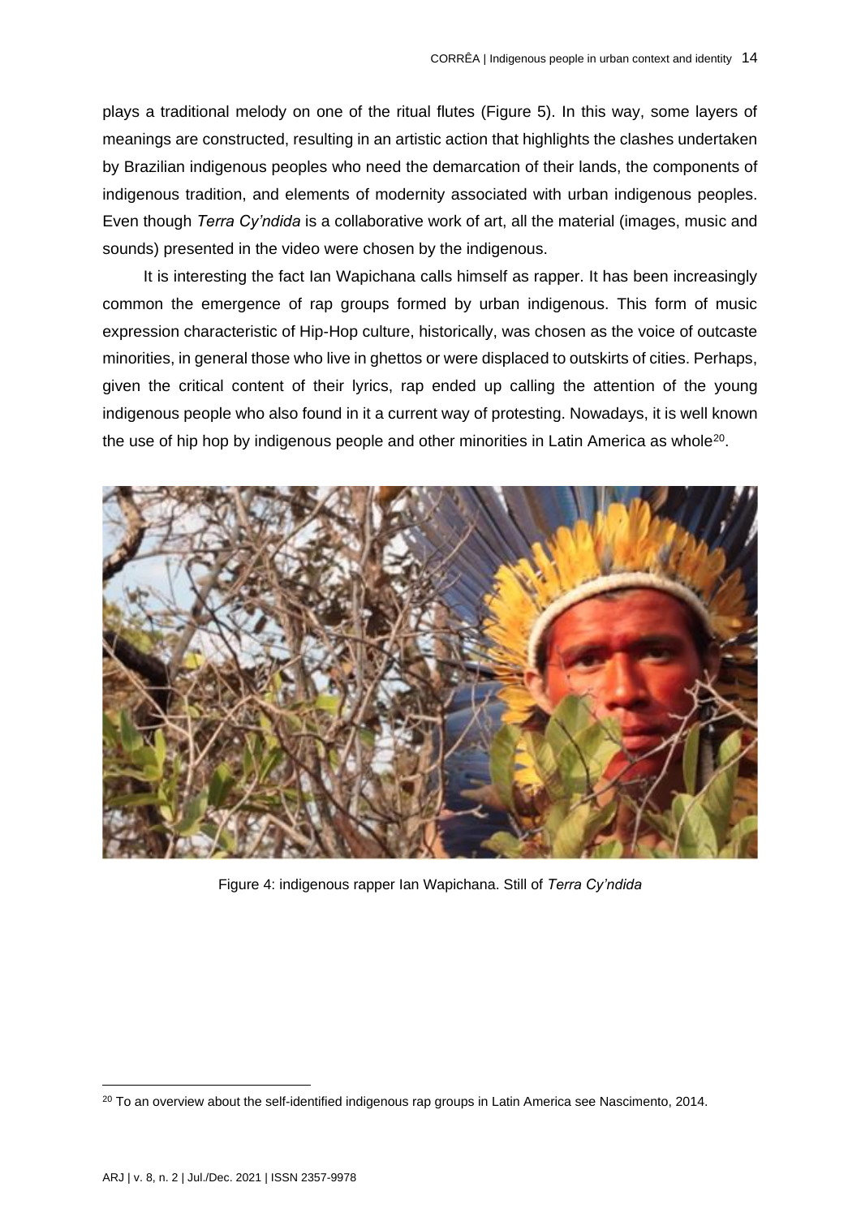plays a traditional melody on one of the ritual flutes (Figure 5). In this way, some layers of meanings are constructed, resulting in an artistic action that highlights the clashes undertaken by Brazilian indigenous peoples who need the demarcation of their lands, the components of indigenous tradition, and elements of modernity associated with urban indigenous peoples. Even though *Terra Cy'ndida* is a collaborative work of art, all the material (images, music and sounds) presented in the video were chosen by the indigenous.

It is interesting the fact Ian Wapichana calls himself as rapper. It has been increasingly common the emergence of rap groups formed by urban indigenous. This form of music expression characteristic of Hip-Hop culture, historically, was chosen as the voice of outcaste minorities, in general those who live in ghettos or were displaced to outskirts of cities. Perhaps, given the critical content of their lyrics, rap ended up calling the attention of the young indigenous people who also found in it a current way of protesting. Nowadays, it is well known the use of hip hop by indigenous people and other minorities in Latin America as whole[20].

Figure 4: indigenous rapper Ian Wapichana. Still of *Terra Cy'ndida*

[20] To an overview about the self-identified indigenous rap groups in Latin America see Nascimento, 2014.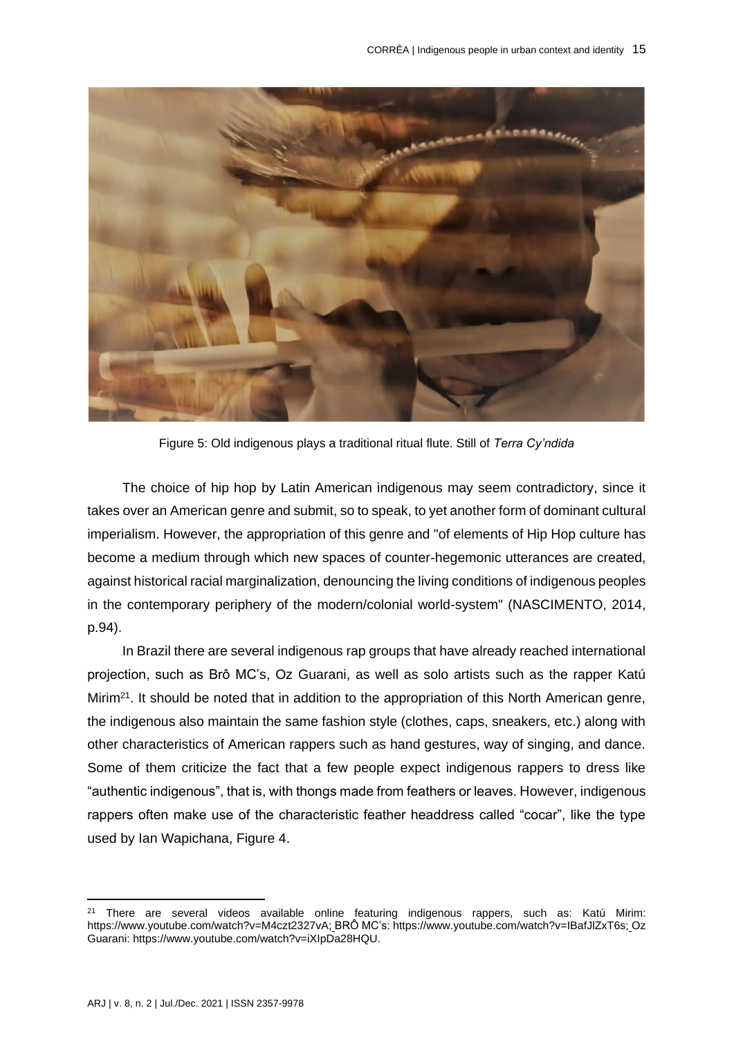Figure 5: Old indigenous plays a traditional ritual flute. Still of *Terra Cy'ndida*

The choice of hip hop by Latin American indigenous may seem contradictory, since it takes over an American genre and submit, so to speak, to yet another form of dominant cultural imperialism. However, the appropriation of this genre and "of elements of Hip Hop culture has become a medium through which new spaces of counter-hegemonic utterances are created, against historical racial marginalization, denouncing the living conditions of indigenous peoples in the contemporary periphery of the modern/colonial world-system" (NASCIMENTO, 2014, p.94).

In Brazil there are several indigenous rap groups that have already reached international projection, such as Brô MC's, Oz Guarani, as well as solo artists such as the rapper Katú Mirim[21]. It should be noted that in addition to the appropriation of this North American genre, the indigenous also maintain the same fashion style (clothes, caps, sneakers, etc.) along with other characteristics of American rappers such as hand gestures, way of singing, and dance. Some of them criticize the fact that a few people expect indigenous rappers to dress like "authentic indigenous", that is, with thongs made from feathers or leaves. However, indigenous rappers often make use of the characteristic feather headdress called "cocar", like the type used by Ian Wapichana, Figure 4.

---

[21] There are several videos available online featuring indigenous rappers, such as: Katú Mirim: https://www.youtube.com/watch?v=M4czt2327vA; BRÔ MC's: https://www.youtube.com/watch?v=IBafJlZxT6s; Oz Guarani: https://www.youtube.com/watch?v=iXIpDa28HQU.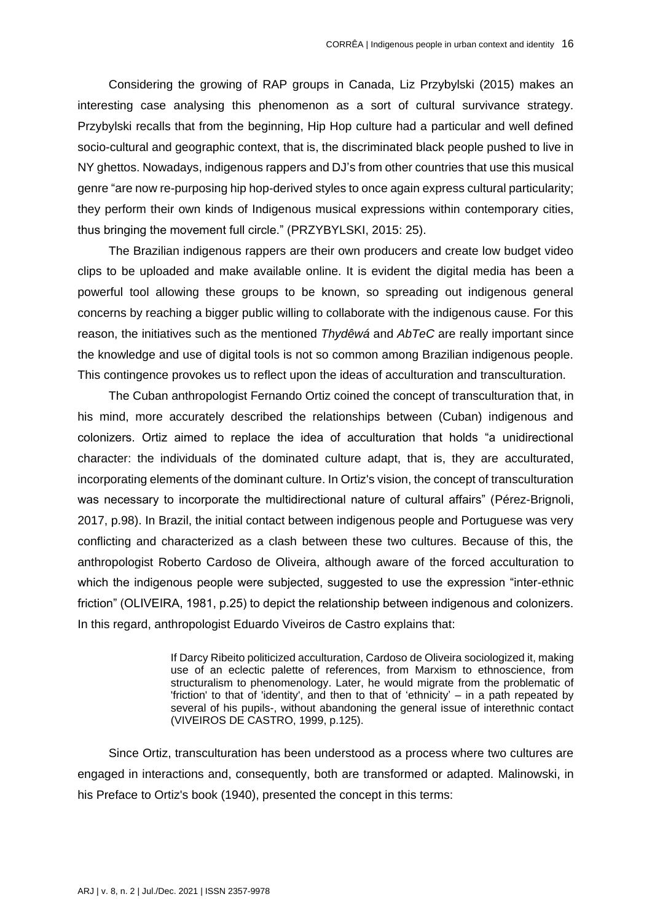Considering the growing of RAP groups in Canada, Liz Przybylski (2015) makes an interesting case analysing this phenomenon as a sort of cultural survivance strategy. Przybylski recalls that from the beginning, Hip Hop culture had a particular and well defined socio-cultural and geographic context, that is, the discriminated black people pushed to live in NY ghettos. Nowadays, indigenous rappers and DJ's from other countries that use this musical genre "are now re-purposing hip hop-derived styles to once again express cultural particularity; they perform their own kinds of Indigenous musical expressions within contemporary cities, thus bringing the movement full circle." (PRZYBYLSKI, 2015: 25).

The Brazilian indigenous rappers are their own producers and create low budget video clips to be uploaded and make available online. It is evident the digital media has been a powerful tool allowing these groups to be known, so spreading out indigenous general concerns by reaching a bigger public willing to collaborate with the indigenous cause. For this reason, the initiatives such as the mentioned *Thydêwá* and *AbTeC* are really important since the knowledge and use of digital tools is not so common among Brazilian indigenous people. This contingence provokes us to reflect upon the ideas of acculturation and transculturation.

The Cuban anthropologist Fernando Ortiz coined the concept of transculturation that, in his mind, more accurately described the relationships between (Cuban) indigenous and colonizers. Ortiz aimed to replace the idea of acculturation that holds "a unidirectional character: the individuals of the dominated culture adapt, that is, they are acculturated, incorporating elements of the dominant culture. In Ortiz's vision, the concept of transculturation was necessary to incorporate the multidirectional nature of cultural affairs" (Pérez-Brignoli, 2017, p.98). In Brazil, the initial contact between indigenous people and Portuguese was very conflicting and characterized as a clash between these two cultures. Because of this, the anthropologist Roberto Cardoso de Oliveira, although aware of the forced acculturation to which the indigenous people were subjected, suggested to use the expression "inter-ethnic friction" (OLIVEIRA, 1981, p.25) to depict the relationship between indigenous and colonizers. In this regard, anthropologist Eduardo Viveiros de Castro explains that:

> If Darcy Ribeito politicized acculturation, Cardoso de Oliveira sociologized it, making use of an eclectic palette of references, from Marxism to ethnoscience, from structuralism to phenomenology. Later, he would migrate from the problematic of 'friction' to that of 'identity', and then to that of 'ethnicity' – in a path repeated by several of his pupils-, without abandoning the general issue of interethnic contact (VIVEIROS DE CASTRO, 1999, p.125).

Since Ortiz, transculturation has been understood as a process where two cultures are engaged in interactions and, consequently, both are transformed or adapted. Malinowski, in his Preface to Ortiz's book (1940), presented the concept in this terms: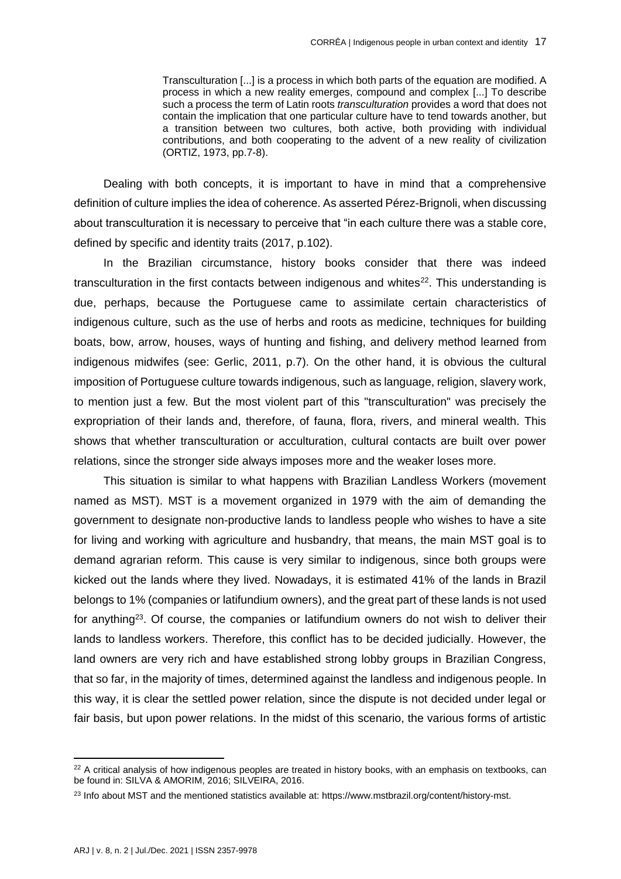> Transculturation [...] is a process in which both parts of the equation are modified. A process in which a new reality emerges, compound and complex [...] To describe such a process the term of Latin roots *transculturation* provides a word that does not contain the implication that one particular culture have to tend towards another, but a transition between two cultures, both active, both providing with individual contributions, and both cooperating to the advent of a new reality of civilization (ORTIZ, 1973, pp.7-8).

Dealing with both concepts, it is important to have in mind that a comprehensive definition of culture implies the idea of coherence. As asserted Pérez-Brignoli, when discussing about transculturation it is necessary to perceive that "in each culture there was a stable core, defined by specific and identity traits (2017, p.102).

In the Brazilian circumstance, history books consider that there was indeed transculturation in the first contacts between indigenous and whites[22]. This understanding is due, perhaps, because the Portuguese came to assimilate certain characteristics of indigenous culture, such as the use of herbs and roots as medicine, techniques for building boats, bow, arrow, houses, ways of hunting and fishing, and delivery method learned from indigenous midwifes (see: Gerlic, 2011, p.7). On the other hand, it is obvious the cultural imposition of Portuguese culture towards indigenous, such as language, religion, slavery work, to mention just a few. But the most violent part of this "transculturation" was precisely the expropriation of their lands and, therefore, of fauna, flora, rivers, and mineral wealth. This shows that whether transculturation or acculturation, cultural contacts are built over power relations, since the stronger side always imposes more and the weaker loses more.

This situation is similar to what happens with Brazilian Landless Workers (movement named as MST). MST is a movement organized in 1979 with the aim of demanding the government to designate non-productive lands to landless people who wishes to have a site for living and working with agriculture and husbandry, that means, the main MST goal is to demand agrarian reform. This cause is very similar to indigenous, since both groups were kicked out the lands where they lived. Nowadays, it is estimated 41% of the lands in Brazil belongs to 1% (companies or latifundium owners), and the great part of these lands is not used for anything[23]. Of course, the companies or latifundium owners do not wish to deliver their lands to landless workers. Therefore, this conflict has to be decided judicially. However, the land owners are very rich and have established strong lobby groups in Brazilian Congress, that so far, in the majority of times, determined against the landless and indigenous people. In this way, it is clear the settled power relation, since the dispute is not decided under legal or fair basis, but upon power relations. In the midst of this scenario, the various forms of artistic

---

[22] A critical analysis of how indigenous peoples are treated in history books, with an emphasis on textbooks, can be found in: SILVA & AMORIM, 2016; SILVEIRA, 2016.

[23] Info about MST and the mentioned statistics available at: https://www.mstbrazil.org/content/history-mst.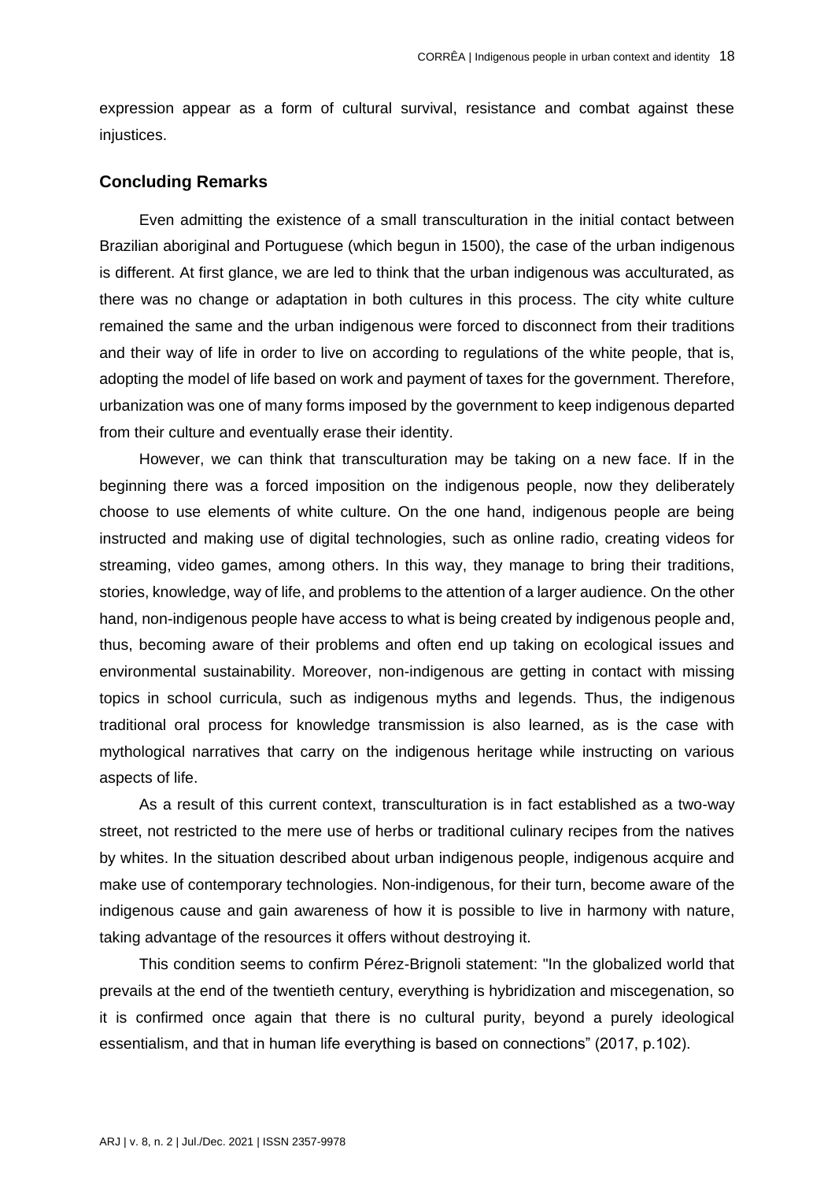expression appear as a form of cultural survival, resistance and combat against these injustices.

## Concluding Remarks

Even admitting the existence of a small transculturation in the initial contact between Brazilian aboriginal and Portuguese (which begun in 1500), the case of the urban indigenous is different. At first glance, we are led to think that the urban indigenous was acculturated, as there was no change or adaptation in both cultures in this process. The city white culture remained the same and the urban indigenous were forced to disconnect from their traditions and their way of life in order to live on according to regulations of the white people, that is, adopting the model of life based on work and payment of taxes for the government. Therefore, urbanization was one of many forms imposed by the government to keep indigenous departed from their culture and eventually erase their identity.

However, we can think that transculturation may be taking on a new face. If in the beginning there was a forced imposition on the indigenous people, now they deliberately choose to use elements of white culture. On the one hand, indigenous people are being instructed and making use of digital technologies, such as online radio, creating videos for streaming, video games, among others. In this way, they manage to bring their traditions, stories, knowledge, way of life, and problems to the attention of a larger audience. On the other hand, non-indigenous people have access to what is being created by indigenous people and, thus, becoming aware of their problems and often end up taking on ecological issues and environmental sustainability. Moreover, non-indigenous are getting in contact with missing topics in school curricula, such as indigenous myths and legends. Thus, the indigenous traditional oral process for knowledge transmission is also learned, as is the case with mythological narratives that carry on the indigenous heritage while instructing on various aspects of life.

As a result of this current context, transculturation is in fact established as a two-way street, not restricted to the mere use of herbs or traditional culinary recipes from the natives by whites. In the situation described about urban indigenous people, indigenous acquire and make use of contemporary technologies. Non-indigenous, for their turn, become aware of the indigenous cause and gain awareness of how it is possible to live in harmony with nature, taking advantage of the resources it offers without destroying it.

This condition seems to confirm Pérez-Brignoli statement: "In the globalized world that prevails at the end of the twentieth century, everything is hybridization and miscegenation, so it is confirmed once again that there is no cultural purity, beyond a purely ideological essentialism, and that in human life everything is based on connections" (2017, p.102).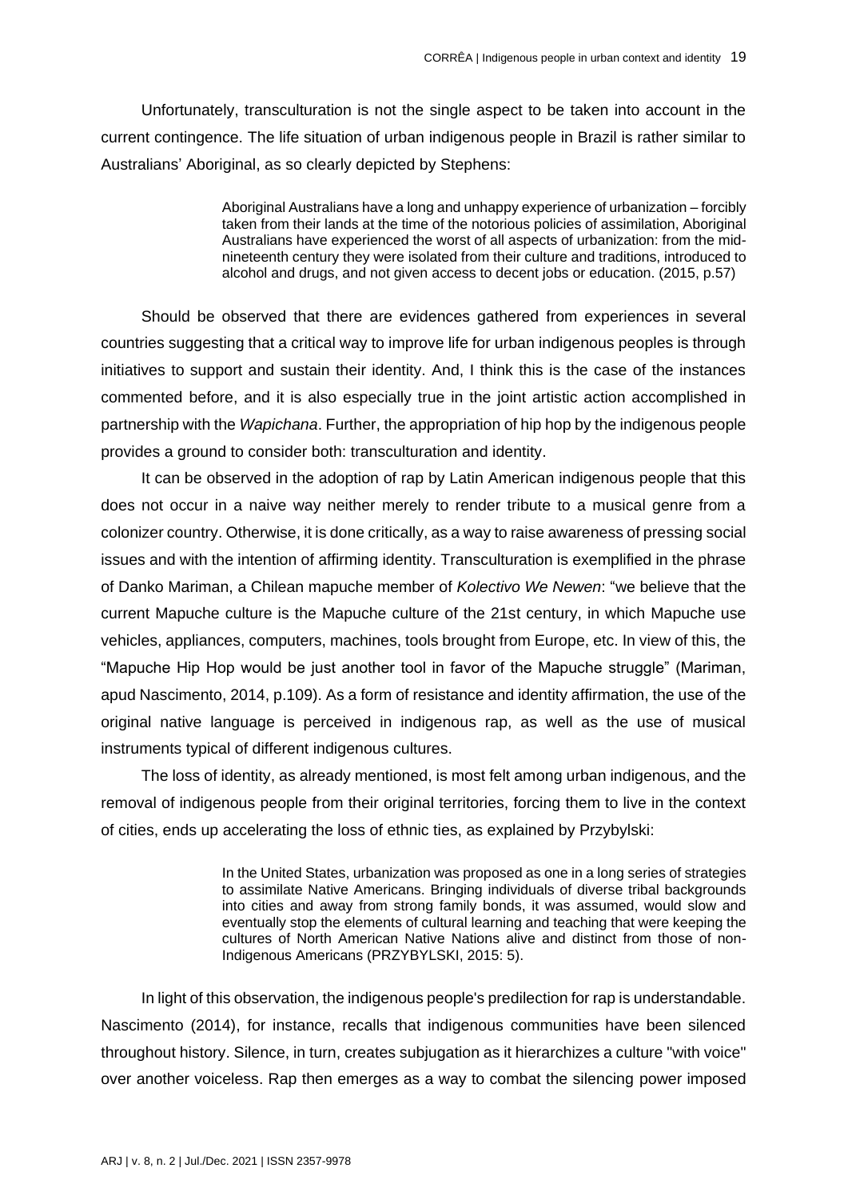Unfortunately, transculturation is not the single aspect to be taken into account in the current contingence. The life situation of urban indigenous people in Brazil is rather similar to Australians' Aboriginal, as so clearly depicted by Stephens:

> Aboriginal Australians have a long and unhappy experience of urbanization – forcibly taken from their lands at the time of the notorious policies of assimilation, Aboriginal Australians have experienced the worst of all aspects of urbanization: from the mid-nineteenth century they were isolated from their culture and traditions, introduced to alcohol and drugs, and not given access to decent jobs or education. (2015, p.57)

Should be observed that there are evidences gathered from experiences in several countries suggesting that a critical way to improve life for urban indigenous peoples is through initiatives to support and sustain their identity. And, I think this is the case of the instances commented before, and it is also especially true in the joint artistic action accomplished in partnership with the *Wapichana*. Further, the appropriation of hip hop by the indigenous people provides a ground to consider both: transculturation and identity.

It can be observed in the adoption of rap by Latin American indigenous people that this does not occur in a naive way neither merely to render tribute to a musical genre from a colonizer country. Otherwise, it is done critically, as a way to raise awareness of pressing social issues and with the intention of affirming identity. Transculturation is exemplified in the phrase of Danko Mariman, a Chilean mapuche member of *Kolectivo We Newen*: "we believe that the current Mapuche culture is the Mapuche culture of the 21st century, in which Mapuche use vehicles, appliances, computers, machines, tools brought from Europe, etc. In view of this, the "Mapuche Hip Hop would be just another tool in favor of the Mapuche struggle" (Mariman, apud Nascimento, 2014, p.109). As a form of resistance and identity affirmation, the use of the original native language is perceived in indigenous rap, as well as the use of musical instruments typical of different indigenous cultures.

The loss of identity, as already mentioned, is most felt among urban indigenous, and the removal of indigenous people from their original territories, forcing them to live in the context of cities, ends up accelerating the loss of ethnic ties, as explained by Przybylski:

> In the United States, urbanization was proposed as one in a long series of strategies to assimilate Native Americans. Bringing individuals of diverse tribal backgrounds into cities and away from strong family bonds, it was assumed, would slow and eventually stop the elements of cultural learning and teaching that were keeping the cultures of North American Native Nations alive and distinct from those of non-Indigenous Americans (PRZYBYLSKI, 2015: 5).

In light of this observation, the indigenous people's predilection for rap is understandable. Nascimento (2014), for instance, recalls that indigenous communities have been silenced throughout history. Silence, in turn, creates subjugation as it hierarchizes a culture "with voice" over another voiceless. Rap then emerges as a way to combat the silencing power imposed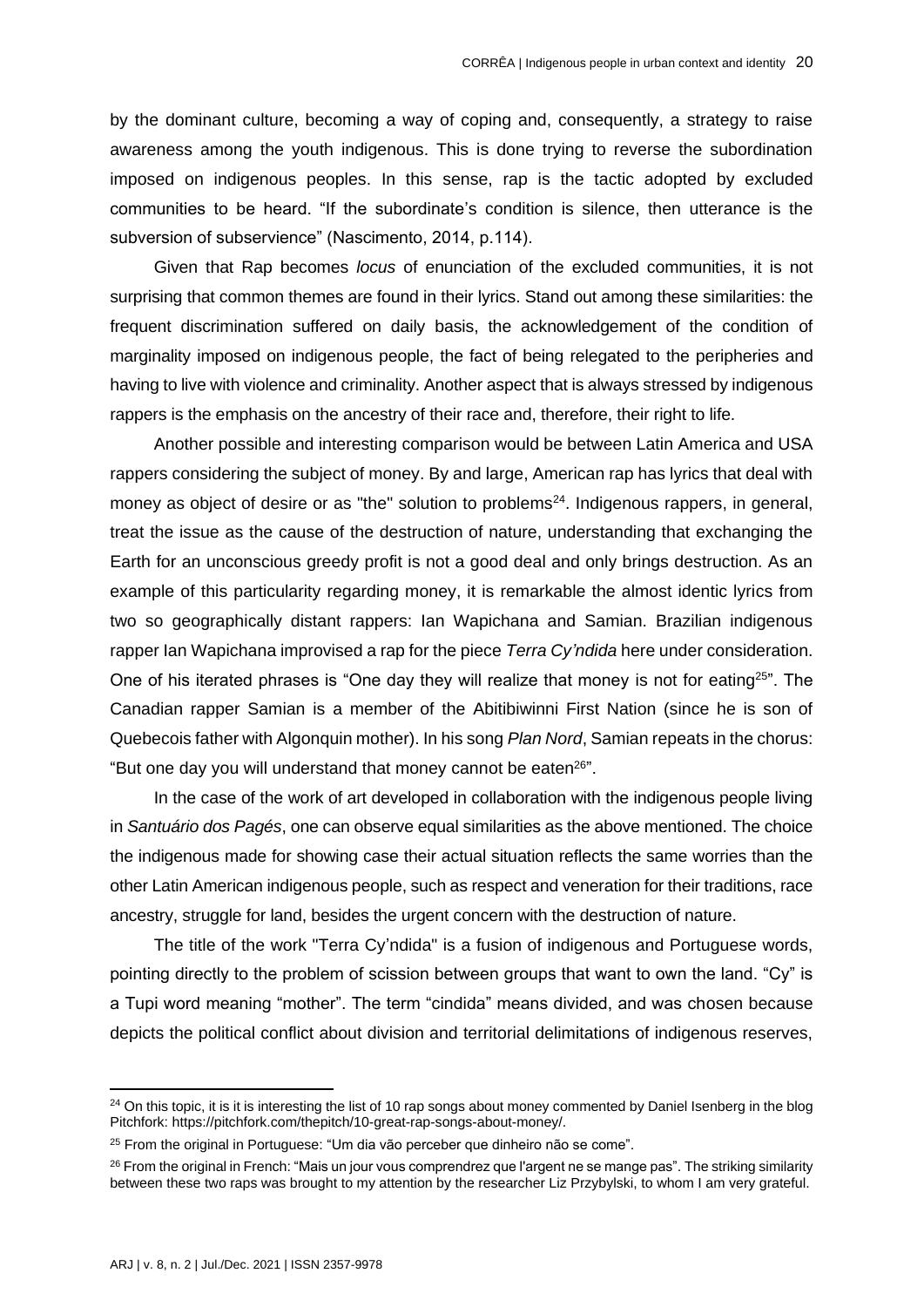by the dominant culture, becoming a way of coping and, consequently, a strategy to raise awareness among the youth indigenous. This is done trying to reverse the subordination imposed on indigenous peoples. In this sense, rap is the tactic adopted by excluded communities to be heard. “If the subordinate’s condition is silence, then utterance is the subversion of subservience” (Nascimento, 2014, p.114).

Given that Rap becomes *locus* of enunciation of the excluded communities, it is not surprising that common themes are found in their lyrics. Stand out among these similarities: the frequent discrimination suffered on daily basis, the acknowledgement of the condition of marginality imposed on indigenous people, the fact of being relegated to the peripheries and having to live with violence and criminality. Another aspect that is always stressed by indigenous rappers is the emphasis on the ancestry of their race and, therefore, their right to life.

Another possible and interesting comparison would be between Latin America and USA rappers considering the subject of money. By and large, American rap has lyrics that deal with money as object of desire or as "the" solution to problems[24]. Indigenous rappers, in general, treat the issue as the cause of the destruction of nature, understanding that exchanging the Earth for an unconscious greedy profit is not a good deal and only brings destruction. As an example of this particularity regarding money, it is remarkable the almost identic lyrics from two so geographically distant rappers: Ian Wapichana and Samian. Brazilian indigenous rapper Ian Wapichana improvised a rap for the piece *Terra Cy’ndida* here under consideration. One of his iterated phrases is “One day they will realize that money is not for eating[25]”. The Canadian rapper Samian is a member of the Abitibiwinni First Nation (since he is son of Quebecois father with Algonquin mother). In his song *Plan Nord*, Samian repeats in the chorus: “But one day you will understand that money cannot be eaten[26]”.

In the case of the work of art developed in collaboration with the indigenous people living in *Santuário dos Pagés*, one can observe equal similarities as the above mentioned. The choice the indigenous made for showing case their actual situation reflects the same worries than the other Latin American indigenous people, such as respect and veneration for their traditions, race ancestry, struggle for land, besides the urgent concern with the destruction of nature.

The title of the work "Terra Cy’ndida" is a fusion of indigenous and Portuguese words, pointing directly to the problem of scission between groups that want to own the land. “Cy” is a Tupi word meaning “mother”. The term “cindida” means divided, and was chosen because depicts the political conflict about division and territorial delimitations of indigenous reserves,

---

[24] On this topic, it is it is interesting the list of 10 rap songs about money commented by Daniel Isenberg in the blog Pitchfork: https://pitchfork.com/thepitch/10-great-rap-songs-about-money/.

[25] From the original in Portuguese: “Um dia vão perceber que dinheiro não se come”.

[26] From the original in French: “Mais un jour vous comprendrez que l'argent ne se mange pas”. The striking similarity between these two raps was brought to my attention by the researcher Liz Przybylski, to whom I am very grateful.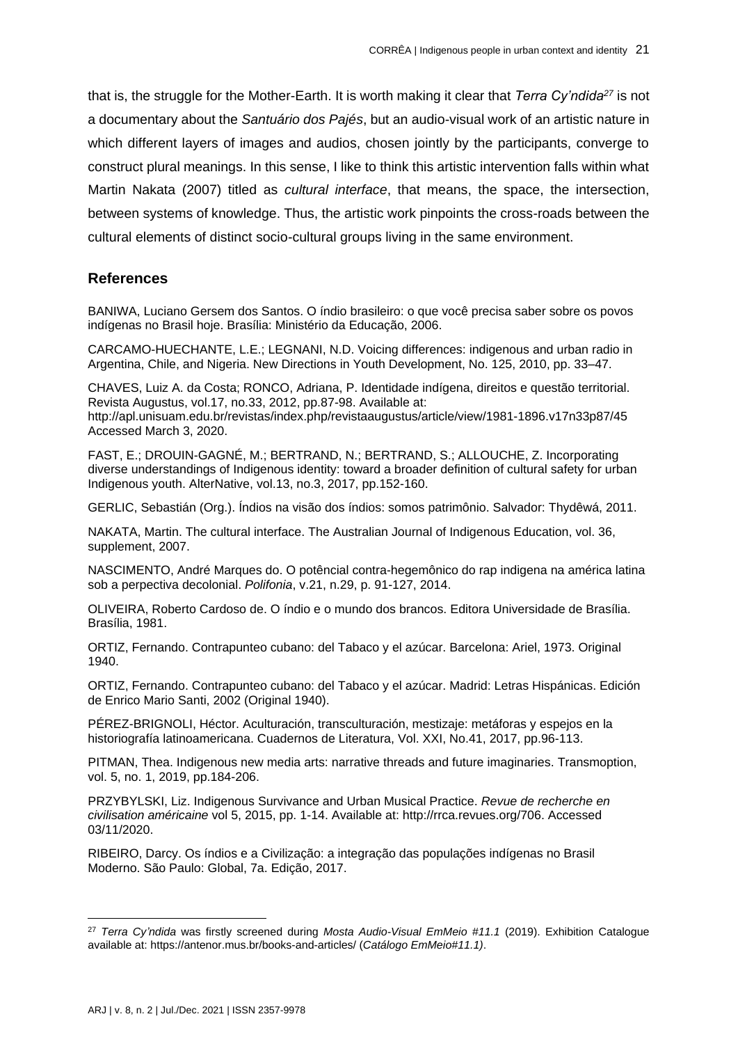that is, the struggle for the Mother-Earth. It is worth making it clear that *Terra Cy'ndida*[27] is not a documentary about the *Santuário dos Pajés*, but an audio-visual work of an artistic nature in which different layers of images and audios, chosen jointly by the participants, converge to construct plural meanings. In this sense, I like to think this artistic intervention falls within what Martin Nakata (2007) titled as *cultural interface*, that means, the space, the intersection, between systems of knowledge. Thus, the artistic work pinpoints the cross-roads between the cultural elements of distinct socio-cultural groups living in the same environment.

## References

BANIWA, Luciano Gersem dos Santos. O índio brasileiro: o que você precisa saber sobre os povos indígenas no Brasil hoje. Brasília: Ministério da Educação, 2006.

CARCAMO-HUECHANTE, L.E.; LEGNANI, N.D. Voicing differences: indigenous and urban radio in Argentina, Chile, and Nigeria. New Directions in Youth Development, No. 125, 2010, pp. 33–47.

CHAVES, Luiz A. da Costa; RONCO, Adriana, P. Identidade indígena, direitos e questão territorial. Revista Augustus, vol.17, no.33, 2012, pp.87-98. Available at: http://apl.unisuam.edu.br/revistas/index.php/revistaaugustus/article/view/1981-1896.v17n33p87/45 Accessed March 3, 2020.

FAST, E.; DROUIN-GAGNÉ, M.; BERTRAND, N.; BERTRAND, S.; ALLOUCHE, Z. Incorporating diverse understandings of Indigenous identity: toward a broader definition of cultural safety for urban Indigenous youth. AlterNative, vol.13, no.3, 2017, pp.152-160.

GERLIC, Sebastián (Org.). Índios na visão dos índios: somos patrimônio. Salvador: Thydêwá, 2011.

NAKATA, Martin. The cultural interface. The Australian Journal of Indigenous Education, vol. 36, supplement, 2007.

NASCIMENTO, André Marques do. O potêncial contra-hegemônico do rap indigena na américa latina sob a perpectiva decolonial. *Polifonia*, v.21, n.29, p. 91-127, 2014.

OLIVEIRA, Roberto Cardoso de. O índio e o mundo dos brancos. Editora Universidade de Brasília. Brasília, 1981.

ORTIZ, Fernando. Contrapunteo cubano: del Tabaco y el azúcar. Barcelona: Ariel, 1973. Original 1940.

ORTIZ, Fernando. Contrapunteo cubano: del Tabaco y el azúcar. Madrid: Letras Hispánicas. Edición de Enrico Mario Santi, 2002 (Original 1940).

PÉREZ-BRIGNOLI, Héctor. Aculturación, transculturación, mestizaje: metáforas y espejos en la historiografía latinoamericana. Cuadernos de Literatura, Vol. XXI, No.41, 2017, pp.96-113.

PITMAN, Thea. Indigenous new media arts: narrative threads and future imaginaries. Transmoption, vol. 5, no. 1, 2019, pp.184-206.

PRZYBYLSKI, Liz. Indigenous Survivance and Urban Musical Practice. *Revue de recherche en civilisation américaine* vol 5, 2015, pp. 1-14. Available at: http://rrca.revues.org/706. Accessed 03/11/2020.

RIBEIRO, Darcy. Os índios e a Civilização: a integração das populações indígenas no Brasil Moderno. São Paulo: Global, 7a. Edição, 2017.

---

[27] *Terra Cy'ndida* was firstly screened during *Mosta Audio-Visual EmMeio #11.1* (2019). Exhibition Catalogue available at: https://antenor.mus.br/books-and-articles/ (*Catálogo EmMeio#11.1)*.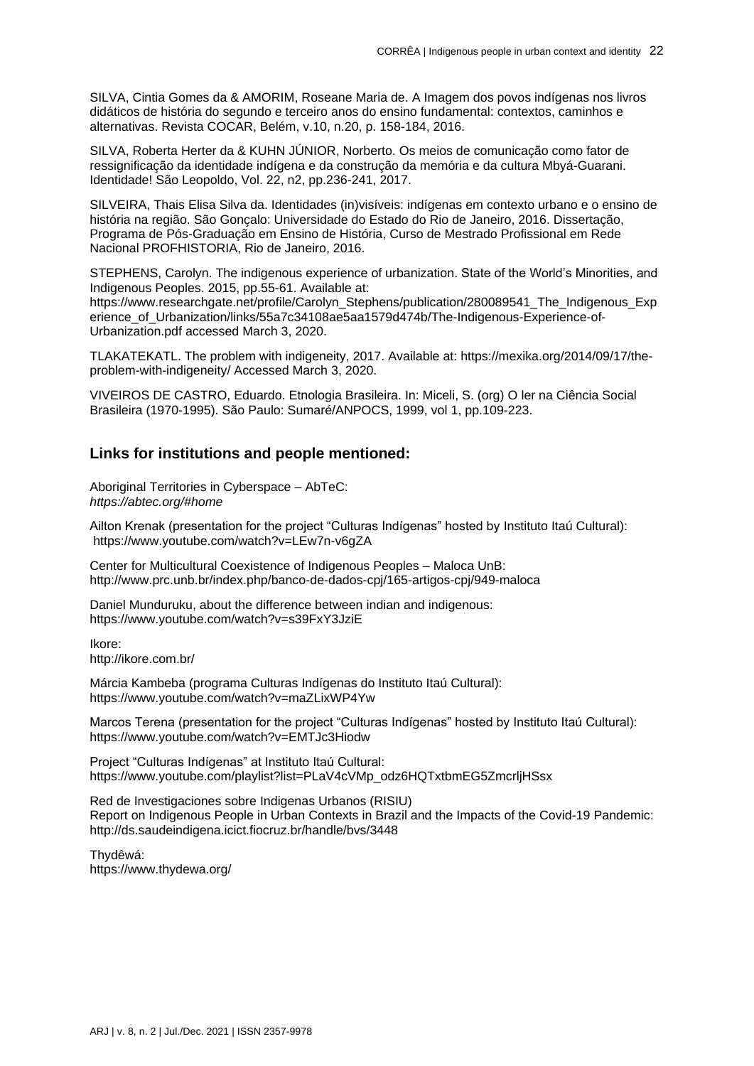SILVA, Cintia Gomes da & AMORIM, Roseane Maria de. A Imagem dos povos indígenas nos livros didáticos de história do segundo e terceiro anos do ensino fundamental: contextos, caminhos e alternativas. Revista COCAR, Belém, v.10, n.20, p. 158-184, 2016.

SILVA, Roberta Herter da & KUHN JÚNIOR, Norberto. Os meios de comunicação como fator de ressignificação da identidade indígena e da construção da memória e da cultura Mbyá-Guarani. Identidade! São Leopoldo, Vol. 22, n2, pp.236-241, 2017.

SILVEIRA, Thais Elisa Silva da. Identidades (in)visíveis: indígenas em contexto urbano e o ensino de história na região. São Gonçalo: Universidade do Estado do Rio de Janeiro, 2016. Dissertação, Programa de Pós-Graduação em Ensino de História, Curso de Mestrado Profissional em Rede Nacional PROFHISTORIA, Rio de Janeiro, 2016.

STEPHENS, Carolyn. The indigenous experience of urbanization. State of the World's Minorities, and Indigenous Peoples. 2015, pp.55-61. Available at: https://www.researchgate.net/profile/Carolyn_Stephens/publication/280089541_The_Indigenous_Experience_of_Urbanization/links/55a7c34108ae5aa1579d474b/The-Indigenous-Experience-of-Urbanization.pdf accessed March 3, 2020.

TLAKATEKATL. The problem with indigeneity, 2017. Available at: https://mexika.org/2014/09/17/the-problem-with-indigeneity/ Accessed March 3, 2020.

VIVEIROS DE CASTRO, Eduardo. Etnologia Brasileira. In: Miceli, S. (org) O ler na Ciência Social Brasileira (1970-1995). São Paulo: Sumaré/ANPOCS, 1999, vol 1, pp.109-223.

## Links for institutions and people mentioned:

Aboriginal Territories in Cyberspace – AbTeC:
*https://abtec.org/#home*

Ailton Krenak (presentation for the project "Culturas Indígenas" hosted by Instituto Itaú Cultural):
https://www.youtube.com/watch?v=LEw7n-v6gZA

Center for Multicultural Coexistence of Indigenous Peoples – Maloca UnB:
http://www.prc.unb.br/index.php/banco-de-dados-cpj/165-artigos-cpj/949-maloca

Daniel Munduruku, about the difference between indian and indigenous:
https://www.youtube.com/watch?v=s39FxY3JziE

Ikore:
http://ikore.com.br/

Márcia Kambeba (programa Culturas Indígenas do Instituto Itaú Cultural):
https://www.youtube.com/watch?v=maZLixWP4Yw

Marcos Terena (presentation for the project "Culturas Indígenas" hosted by Instituto Itaú Cultural):
https://www.youtube.com/watch?v=EMTJc3Hiodw

Project "Culturas Indígenas" at Instituto Itaú Cultural:
https://www.youtube.com/playlist?list=PLaV4cVMp_odz6HQTxtbmEG5ZmcrljHSsx

Red de Investigaciones sobre Indigenas Urbanos (RISIU)
Report on Indigenous People in Urban Contexts in Brazil and the Impacts of the Covid-19 Pandemic:
http://ds.saudeindigena.icict.fiocruz.br/handle/bvs/3448

Thydêwá:
https://www.thydewa.org/